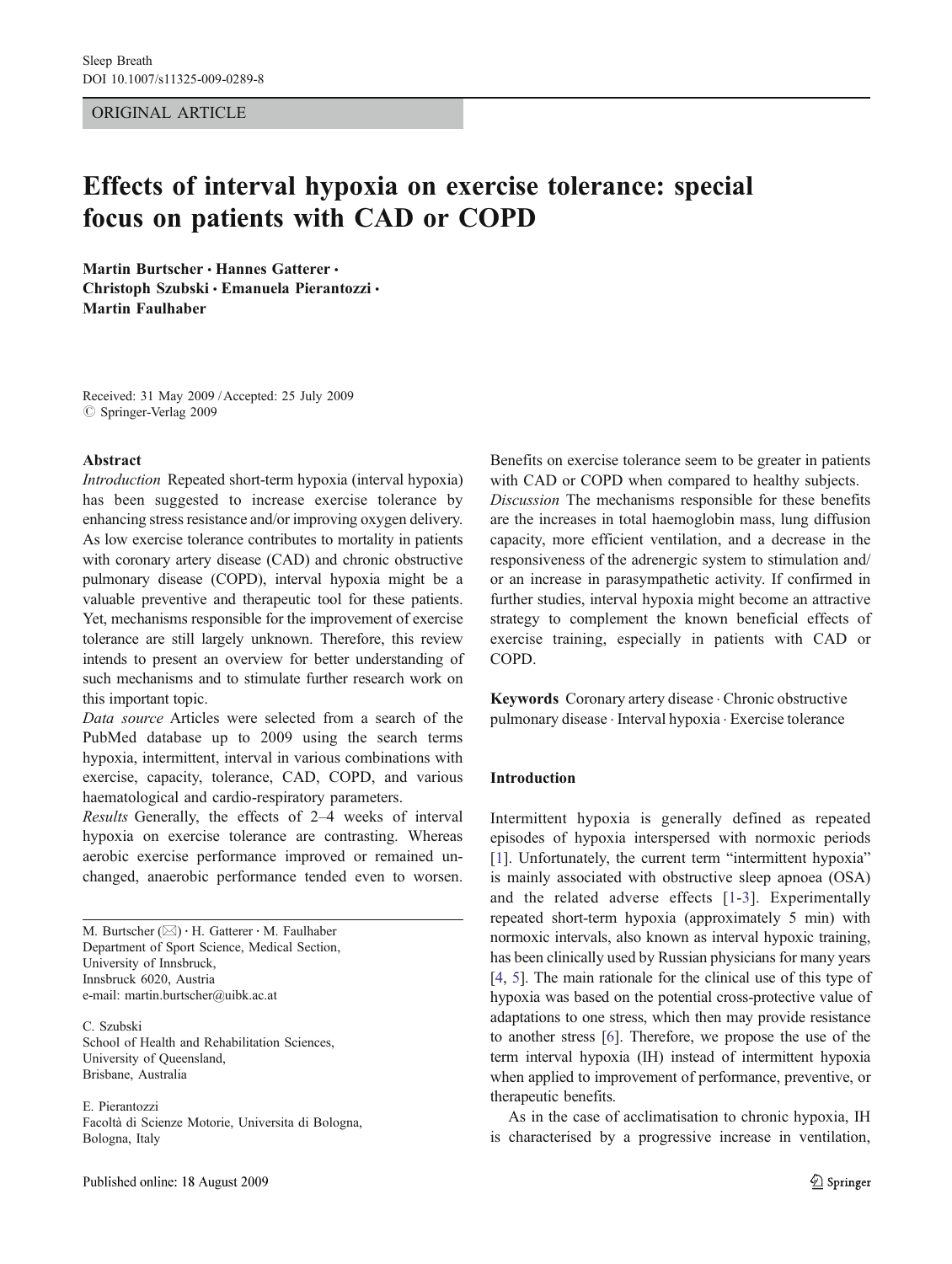ORIGINAL ARTICLE

# Effects of interval hypoxia on exercise tolerance: special focus on patients with CAD or COPD

**Martin Burtscher · Hannes Gatterer · Christoph Szubski · Emanuela Pierantozzi · Martin Faulhaber**

Received: 31 May 2009 / Accepted: 25 July 2009
© Springer-Verlag 2009

**Abstract**

*Introduction* Repeated short-term hypoxia (interval hypoxia) has been suggested to increase exercise tolerance by enhancing stress resistance and/or improving oxygen delivery. As low exercise tolerance contributes to mortality in patients with coronary artery disease (CAD) and chronic obstructive pulmonary disease (COPD), interval hypoxia might be a valuable preventive and therapeutic tool for these patients. Yet, mechanisms responsible for the improvement of exercise tolerance are still largely unknown. Therefore, this review intends to present an overview for better understanding of such mechanisms and to stimulate further research work on this important topic.

*Data source* Articles were selected from a search of the PubMed database up to 2009 using the search terms hypoxia, intermittent, interval in various combinations with exercise, capacity, tolerance, CAD, COPD, and various haematological and cardio-respiratory parameters.

*Results* Generally, the effects of 2–4 weeks of interval hypoxia on exercise tolerance are contrasting. Whereas aerobic exercise performance improved or remained unchanged, anaerobic performance tended even to worsen. Benefits on exercise tolerance seem to be greater in patients with CAD or COPD when compared to healthy subjects.

*Discussion* The mechanisms responsible for these benefits are the increases in total haemoglobin mass, lung diffusion capacity, more efficient ventilation, and a decrease in the responsiveness of the adrenergic system to stimulation and/or an increase in parasympathetic activity. If confirmed in further studies, interval hypoxia might become an attractive strategy to complement the known beneficial effects of exercise training, especially in patients with CAD or COPD.

**Keywords** Coronary artery disease · Chronic obstructive pulmonary disease · Interval hypoxia · Exercise tolerance

M. Burtscher (✉) · H. Gatterer · M. Faulhaber
Department of Sport Science, Medical Section,
University of Innsbruck,
Innsbruck 6020, Austria
e-mail: martin.burtscher@uibk.ac.at

C. Szubski
School of Health and Rehabilitation Sciences,
University of Queensland,
Brisbane, Australia

E. Pierantozzi
Facoltà di Scienze Motorie, Universita di Bologna,
Bologna, Italy

## Introduction

Intermittent hypoxia is generally defined as repeated episodes of hypoxia interspersed with normoxic periods [1]. Unfortunately, the current term "intermittent hypoxia" is mainly associated with obstructive sleep apnoea (OSA) and the related adverse effects [1-3]. Experimentally repeated short-term hypoxia (approximately 5 min) with normoxic intervals, also known as interval hypoxic training, has been clinically used by Russian physicians for many years [4, 5]. The main rationale for the clinical use of this type of hypoxia was based on the potential cross-protective value of adaptations to one stress, which then may provide resistance to another stress [6]. Therefore, we propose the use of the term interval hypoxia (IH) instead of intermittent hypoxia when applied to improvement of performance, preventive, or therapeutic benefits.

As in the case of acclimatisation to chronic hypoxia, IH is characterised by a progressive increase in ventilation,

Published online: 18 August 2009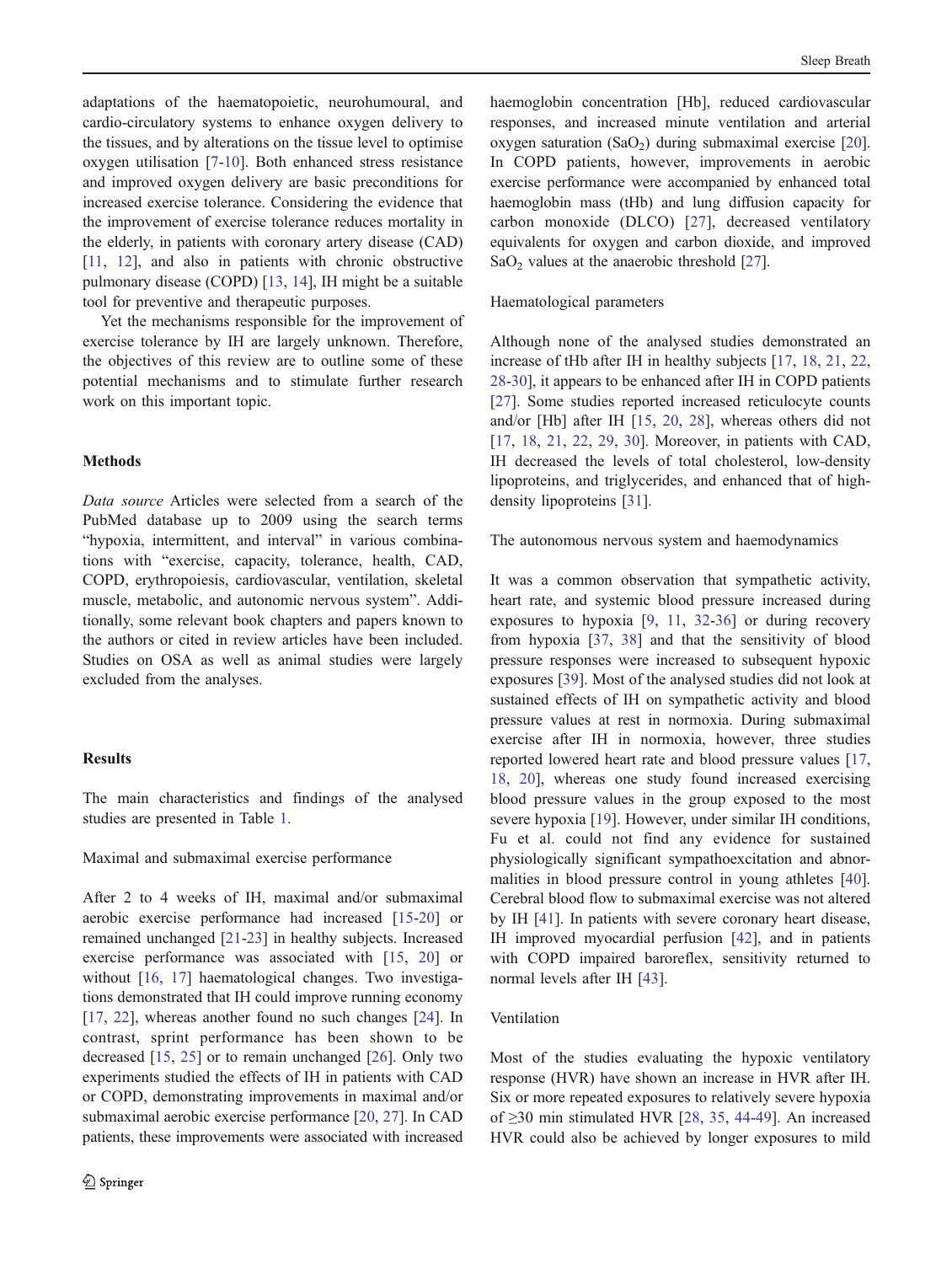adaptations of the haematopoietic, neurohumoural, and cardio-circulatory systems to enhance oxygen delivery to the tissues, and by alterations on the tissue level to optimise oxygen utilisation [7-10]. Both enhanced stress resistance and improved oxygen delivery are basic preconditions for increased exercise tolerance. Considering the evidence that the improvement of exercise tolerance reduces mortality in the elderly, in patients with coronary artery disease (CAD) [11, 12], and also in patients with chronic obstructive pulmonary disease (COPD) [13, 14], IH might be a suitable tool for preventive and therapeutic purposes.

Yet the mechanisms responsible for the improvement of exercise tolerance by IH are largely unknown. Therefore, the objectives of this review are to outline some of these potential mechanisms and to stimulate further research work on this important topic.

## Methods

*Data source* Articles were selected from a search of the PubMed database up to 2009 using the search terms "hypoxia, intermittent, and interval" in various combinations with "exercise, capacity, tolerance, health, CAD, COPD, erythropoiesis, cardiovascular, ventilation, skeletal muscle, metabolic, and autonomic nervous system". Additionally, some relevant book chapters and papers known to the authors or cited in review articles have been included. Studies on OSA as well as animal studies were largely excluded from the analyses.

## Results

The main characteristics and findings of the analysed studies are presented in Table 1.

### Maximal and submaximal exercise performance

After 2 to 4 weeks of IH, maximal and/or submaximal aerobic exercise performance had increased [15-20] or remained unchanged [21-23] in healthy subjects. Increased exercise performance was associated with [15, 20] or without [16, 17] haematological changes. Two investigations demonstrated that IH could improve running economy [17, 22], whereas another found no such changes [24]. In contrast, sprint performance has been shown to be decreased [15, 25] or to remain unchanged [26]. Only two experiments studied the effects of IH in patients with CAD or COPD, demonstrating improvements in maximal and/or submaximal aerobic exercise performance [20, 27]. In CAD patients, these improvements were associated with increased haemoglobin concentration [Hb], reduced cardiovascular responses, and increased minute ventilation and arterial oxygen saturation ($SaO_2$) during submaximal exercise [20]. In COPD patients, however, improvements in aerobic exercise performance were accompanied by enhanced total haemoglobin mass (tHb) and lung diffusion capacity for carbon monoxide (DLCO) [27], decreased ventilatory equivalents for oxygen and carbon dioxide, and improved $SaO_2$ values at the anaerobic threshold [27].

### Haematological parameters

Although none of the analysed studies demonstrated an increase of tHb after IH in healthy subjects [17, 18, 21, 22, 28-30], it appears to be enhanced after IH in COPD patients [27]. Some studies reported increased reticulocyte counts and/or [Hb] after IH [15, 20, 28], whereas others did not [17, 18, 21, 22, 29, 30]. Moreover, in patients with CAD, IH decreased the levels of total cholesterol, low-density lipoproteins, and triglycerides, and enhanced that of high-density lipoproteins [31].

### The autonomous nervous system and haemodynamics

It was a common observation that sympathetic activity, heart rate, and systemic blood pressure increased during exposures to hypoxia [9, 11, 32-36] or during recovery from hypoxia [37, 38] and that the sensitivity of blood pressure responses were increased to subsequent hypoxic exposures [39]. Most of the analysed studies did not look at sustained effects of IH on sympathetic activity and blood pressure values at rest in normoxia. During submaximal exercise after IH in normoxia, however, three studies reported lowered heart rate and blood pressure values [17, 18, 20], whereas one study found increased exercising blood pressure values in the group exposed to the most severe hypoxia [19]. However, under similar IH conditions, Fu et al. could not find any evidence for sustained physiologically significant sympathoexcitation and abnormalities in blood pressure control in young athletes [40]. Cerebral blood flow to submaximal exercise was not altered by IH [41]. In patients with severe coronary heart disease, IH improved myocardial perfusion [42], and in patients with COPD impaired baroreflex, sensitivity returned to normal levels after IH [43].

### Ventilation

Most of the studies evaluating the hypoxic ventilatory response (HVR) have shown an increase in HVR after IH. Six or more repeated exposures to relatively severe hypoxia of ≥30 min stimulated HVR [28, 35, 44-49]. An increased HVR could also be achieved by longer exposures to mild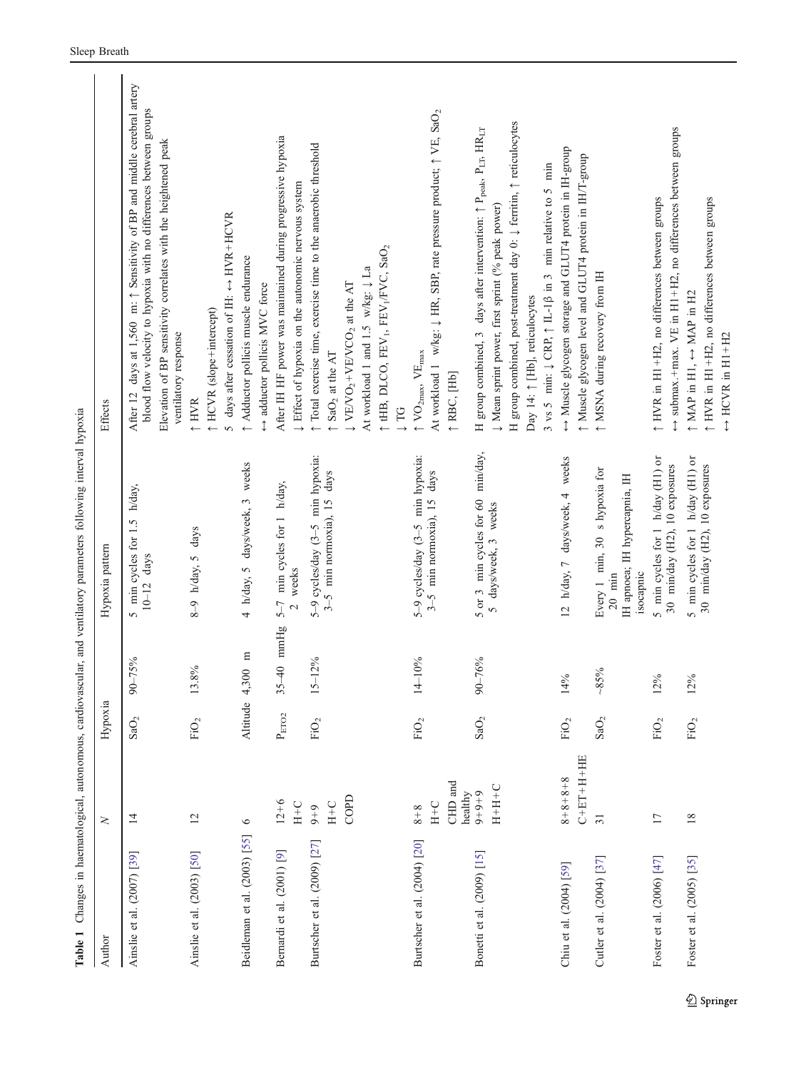**Table 1** Changes in haematological, autonomous, cardiovascular, and ventilatory parameters following interval hypoxia

| Author | N | Hypoxia | | Hypoxia pattern | Effects |
|---|---|---|---|---|---|
| Ainslie et al. (2007) [39] | 14 | $SaO_2$ | 90–75% | 5 min cycles for 1.5 h/day, 10–12 days | After 12 days at 1,560 m: ↑ Sensitivity of BP and middle cerebral artery blood flow velocity to hypoxia with no differences between groups<br>Elevation of BP sensitivity correlates with the heightened peak ventilatory response |
| Ainslie et al. (2003) [50] | 12 | $FiO_2$ | 13.8% | 8–9 h/day, 5 days | ↑ HVR<br>↑ HCVR (slope+intercept)<br>5 days after cessation of IH: ↔ HVR+HCVR |
| Beidleman et al. (2003) [55] | 6 | Altitude | 4,300 m | 4 h/day, 5 days/week, 3 weeks | ↑ Adductor pollicis muscle endurance<br>↔ adductor pollicis MVC force |
| Bernardi et al. (2001) [9] | 12+6<br>H+C | $P_{ETO2}$ | 35–40 mmHg | 5–7 min cycles for 1 h/day, 2 weeks | After IH HF power was maintained during progressive hypoxia<br>↓ Effect of hypoxia on the autonomic nervous system |
| Burtscher et al. (2009) [27] | 9+9<br>H+C<br>COPD | $FiO_2$ | 15–12% | 5–9 cycles/day (3–5 min hypoxia: 3–5 min normoxia), 15 days | ↑ Total exercise time, exercise time to the anaerobic threshold<br>↑ $SaO_2$ at the AT<br>↓ $VE/VO_2$+$VE/VCO_2$ at the AT<br>At workload 1 and 1.5 w/kg: ↓ La<br>↑ tHB, DLCO, $FEV_1$, $FEV_1/FVC$, $SaO_2$<br>↓ TG |
| Burtscher et al. (2004) [20] | 8+8<br>H+C<br>CHD and healthy | $FiO_2$ | 14–10% | 5–9 cycles/day (3–5 min hypoxia: 3–5 min normoxia), 15 days | ↑ $VO_{2max}$, $VE_{max}$<br>At workload 1 w/kg: ↓ HR, SBP, rate pressure product; ↑ VE, $SaO_2$<br>↑ RBC, [Hb] |
| Bonetti et al. (2009) [15] | 9+9+9<br>H+H+C | $SaO_2$ | 90–76% | 5 or 3 min cycles for 60 min/day, 5 days/week, 3 weeks | H group combined, 3 days after intervention: ↑ $P_{peak}$, $P_{LT}$, $HR_{LT}$<br>↓ Mean sprint power, first sprint (% peak power)<br>H group combined, post-treatment day 0: ↓ ferritin, ↑ reticulocytes<br>Day 14: ↑ [Hb], reticulocytes<br>3 vs 5 min: ↓ CRP, ↑ IL-1β in 3 min relative to 5 min |
| Chiu et al. (2004) [59] | 8+8+8+8<br>C+ET+H+HE | $FiO_2$ | 14% | 12 h/day, 7 days/week, 4 weeks | ↔ Muscle glycogen storage and GLUT4 protein in IH-group<br>↑ Muscle glycogen level and GLUT4 protein in IH/T-group |
| Cutler et al. (2004) [37] | 31 | $SaO_2$ | ~85% | Every 1 min, 30 s hypoxia for 20 min<br>IH apnoea; IH hypercapnia, IH isocapnic | ↑ MSNA during recovery from IH |
| Foster et al. (2006) [47] | 17 | $FiO_2$ | 12% | 5 min cycles for 1 h/day (H1) or 30 min/day (H2), 10 exposures | ↑ HVR in H1+H2, no differences between groups<br>↔ submax.+max. VE in H1+H2, no differences between groups |
| Foster et al. (2005) [35] | 18 | $FiO_2$ | 12% | 5 min cycles for 1 h/day (H1) or 30 min/day (H2), 10 exposures | ↑ MAP in H1, ↔ MAP in H2<br>↑ HVR in H1+H2, no differences between groups<br>↔ HCVR in H1+H2 |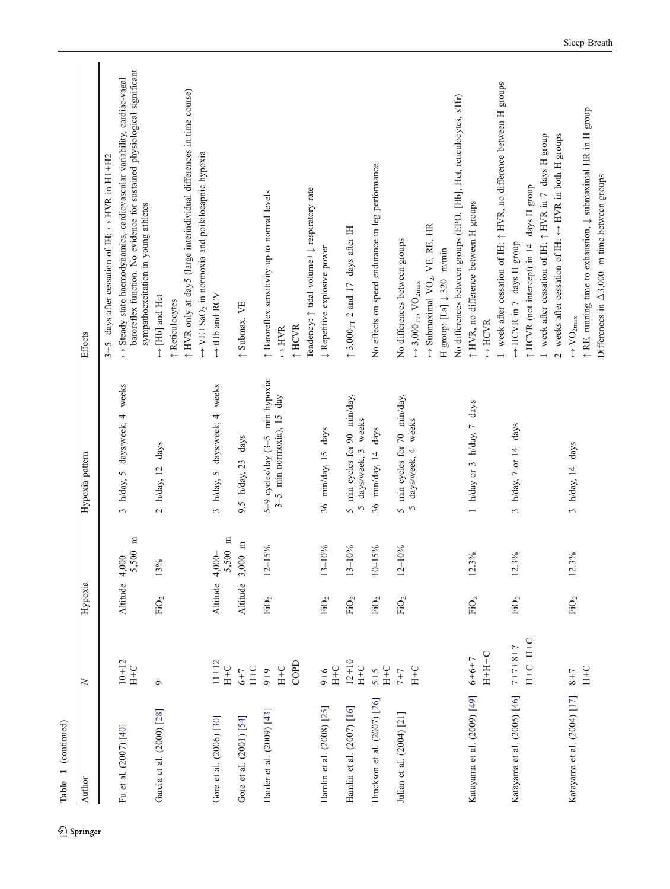**Table 1** (continued)

| Author | N | Hypoxia | | Hypoxia pattern | Effects |
|---|---|---|---|---|---|
| Fu et al. (2007) [40] | 10+12 H+C | Altitude | 4,000–5,500 m | 3 h/day, 5 days/week, 4 weeks | 3+5 days after cessation of IH: ↔ HVR in H1+H2 |
| | | | | | ↔ Steady state haemodynamics, cardiovascular variability, cardiac-vagal baroreflex function. No evidence for sustained physiological significant sympathoexcitation in young athletes |
| Garcia et al. (2000) [28] | 9 | $FiO_2$ | 13% | 2 h/day, 12 days | ↔ [Hb] and Hct |
| | | | | | ↑ Reticulocytes |
| | | | | | ↑ HVR only at day5 (large interindividual differences in time course) |
| | | | | | ↔ VE+$SaO_2$ in normoxia and poikilocapnic hypoxia |
| Gore et al. (2006) [30] | 11+12 H+C | Altitude | 4,000–5,500 m | 3 h/day, 5 days/week, 4 weeks | ↔ tHb and RCV |
| Gore et al. (2001) [54] | 6+7 H+C | Altitude | 3,000 m | 9.5 h/day, 23 days | ↑ Submax. VE |
| Haider et al. (2009) [43] | 9+9 H+C COPD | $FiO_2$ | 12–15% | 5–9 cycles/day (3–5 min hypoxia: 3–5 min normoxia), 15 day | ↑ Baroreflex sensitivity up to normal levels |
| | | | | | ↔ HVR |
| | | | | | ↑ HCVR |
| | | | | | Tendency: ↑ tidal volume+↓ respiratory rate |
| Hamlin et al. (2008) [25] | 9+6 H+C | $FiO_2$ | 13–10% | 36 min/day, 15 days | ↓ Repetitive explosive power |
| Hamlin et al. (2007) [16] | 12+10 H+C | $FiO_2$ | 13–10% | 5 min cycles for 90 min/day, 5 days/week, 3 weeks | ↑ $3{,}000_{TT}$ 2 and 17 days after IH |
| Hinckson et al. (2007) [26] | 5+5 H+C | $FiO_2$ | 10–15% | 36 min/day, 14 days | No effects on speed endurance in leg performance |
| Julian et al. (2004) [21] | 7+7 H+C | $FiO_2$ | 12–10% | 5 min cycles for 70 min/day, 5 days/week, 4 weeks | No differences between groups |
| | | | | | ↔ $3{,}000_{TT}$, $VO_{2max}$ |
| | | | | | ↔ Submaximal $VO_2$, VE, RE, HR |
| | | | | | H group: [La] ↓ 320 m/min |
| | | | | | No differences between groups (EPO, [Hb], Hct, reticulocytes, sTfr) |
| Katayama et al. (2009) [49] | 6+6+7 H+H+C | $FiO_2$ | 12.3% | 1 h/day or 3 h/day, 7 days | ↑ HVR, no difference between H groups |
| | | | | | ↔ HCVR |
| | | | | | 1 week after cessation of IH: ↑ HVR, no difference between H groups |
| Katayama et al. (2005) [46] | 7+7+8+7 H+C+H+C | $FiO_2$ | 12.3% | 3 h/day, 7 or 14 days | ↔ HCVR in 7 days H group |
| | | | | | ↑ HCVR (not intercept) in 14 days H group |
| | | | | | 1 week after cessation of IH: ↑ HVR in 7 days H group |
| | | | | | 2 weeks after cessation of IH: ↔ HVR in both H groups |
| Katayama et al. (2004) [17] | 8+7 H+C | $FiO_2$ | 12.3% | 3 h/day, 14 days | ↔ $VO_{2max}$ |
| | | | | | ↑ RE, running time to exhaustion, ↓ submaximal HR in H group |
| | | | | | Differences in Δ3,000 m time between groups |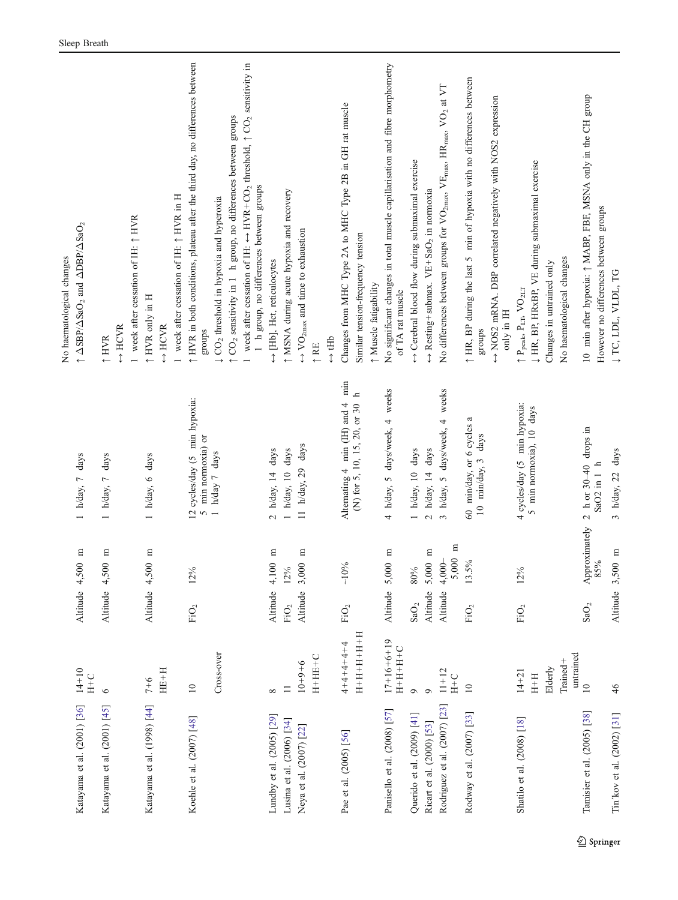| | | | | | |
|---|---|---|---|---|---|
| | | | | | No haematological changes |
| Katayama et al. (2001) [36] | 14+10 H+C | Altitude | 4,500 m | 1 h/day, 7 days | ↑ ΔSBP/ΔSaO$_2$ and ΔDBP/ΔSaO$_2$ |
| Katayama et al. (2001) [45] | 6 | Altitude | 4,500 m | 1 h/day, 7 days | ↑ HVR |
| | | | | | ↔ HCVR |
| | | | | | 1 week after cessation of IH: ↑ HVR |
| Katayama et al. (1998) [44] | 7+6 HE+H | Altitude | 4,500 m | 1 h/day, 6 days | ↑ HVR only in H |
| | | | | | ↔ HCVR |
| | | | | | 1 week after cessation of IH: ↑ HVR in H |
| Koehle et al. (2007) [48] | 10 | FiO$_2$ | 12% | 12 cycles/day (5 min hypoxia: 5 min normoxia) or | ↑ HVR in both conditions, plateau after the third day, no differences between groups |
| | Cross-over | | | 1 h/day 7 days | ↓ CO$_2$ threshold in hypoxia and hyperoxia |
| | | | | | ↑ CO$_2$ sensitivity in 1 h group, no differences between groups |
| | | | | | 1 week after cessation of IH: ↔ HVR+CO$_2$ threshold, ↑ CO$_2$ sensitivity in 1 h group, no differences between groups |
| Lundby et al. (2005) [29] | 8 | Altitude | 4,100 m | 2 h/day, 14 days | ↔ [Hb], Hct, reticulocytes |
| Lusina et al. (2006) [34] | 11 | FiO$_2$ | 12% | 1 h/day, 10 days | ↑ MSNA during acute hypoxia and recovery |
| Neya et al. (2007) [22] | 10+9+6 H+HE+C | Altitude | 3,000 m | 11 h/day, 29 days | ↔ VO$_{2max}$ and time to exhaustion |
| | | | | | ↑ RE |
| | | | | | ↔ tHb |
| Pae et al. (2005) [56] | 4+4+4+4+4 H+H+H+H+H | FiO$_2$ | ~10% | Alternating 4 min (IH) and 4 min (N) for 5, 10, 15, 20, or 30 h | Changes from MHC Type 2A to MHC Type 2B in GH rat muscle |
| | | | | | Similar tension-frequency tension |
| | | | | | ↑ Muscle fatigability |
| Panisello et al. (2008) [57] | 17+16+6+19 H+H+H+C | Altitude | 5,000 m | 4 h/day, 5 days/week, 4 weeks | No significant changes in total muscle capillarisation and fibre morphometry of TA rat muscle |
| Querido et al. (2009) [41] | 9 | SaO$_2$ | 80% | 1 h/day, 10 days | ↔ Cerebral blood flow during submaximal exercise |
| Ricart et al. (2000) [53] | 9 | Altitude | 5,000 m | 2 h/day, 14 days | ↔ Resting+submax. VE+SaO$_2$ in normoxia |
| Rodriguez et al. (2007) [23] | 11+12 H+C | Altitude | 4,000–5,000 m | 3 h/day, 5 days/week, 4 weeks | No differences between groups for VO$_{2max}$, VE$_{max}$, HR$_{max}$, VO$_2$ at VT |
| Rodway et al. (2007) [33] | 10 | FiO$_2$ | 13.5% | 60 min/day, or 6 cycles a 10 min/day, 3 days | ↑ HR, BP during the last 5 min of hypoxia with no differences between groups |
| | | | | | ↔ NOS2 mRNA. DBP correlated negatively with NOS2 expression only in IH |
| Shatilo et al. (2008) [18] | 14+21 H+H Elderly Trained+untrained | FiO$_2$ | 12% | 4 cycles/day (5 min hypoxia: 5 min normoxia), 10 days | ↑ P$_{peak}$, P$_{LT}$, VO$_{2LT}$ |
| | | | | | ↓ HR, BP, HRxBP, VE during submaximal exercise |
| | | | | | Changes in untrained only |
| | | | | | No haematological changes |
| Tamisier et al. (2005) [38] | 10 | SaO$_2$ | Approximately 85% | 2 h or 30–40 drops in SaO2 in 1 h | 10 min after hypoxia: ↑ MABP, FBF, MSNA only in the CH group |
| | | | | | However no differences between groups |
| Tin'kov et al. (2002) [31] | 46 | Altitude | 3,500 m | 3 h/day, 22 days | ↓ TC, LDL, VLDL, TG |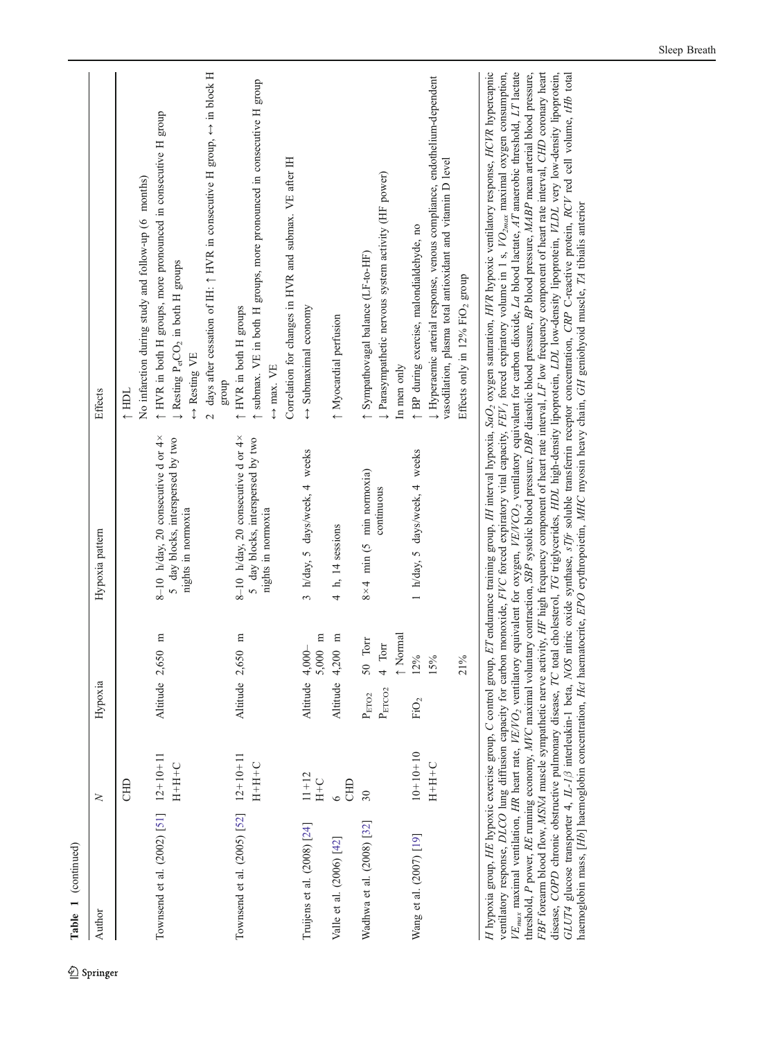**Table 1** (continued)

| Author | N | Hypoxia | | Hypoxia pattern | Effects |
|---|---|---|---|---|---|
| | CHD | | | | ↑ HDL |
| | | | | | No infarction during study and follow-up (6 months) |
| Townsend et al. (2002) [51] | 12+10+11 | Altitude | 2,650 m | 8–10 h/day, 20 consecutive d or 4× 5 day blocks, interspersed by two nights in normoxia | ↑ HVR in both H groups, more pronounced in consecutive H group |
| | H+H+C | | | | ↓ Resting $P_{et}CO_2$ in both H groups |
| | | | | | ↔ Resting VE |
| | | | | | 2 days after cessation of IH: ↑ HVR in consecutive H group, ↔ in block H group |
| Townsend et al. (2005) [52] | 12+10+11 | Altitude | 2,650 m | 8–10 h/day, 20 consecutive d or 4× 5 day blocks, interspersed by two nights in normoxia | ↑ HVR in both H groups |
| | H+H+C | | | | ↑ submax. VE in both H groups, more pronounced in consecutive H group |
| | | | | | ↔ max. VE |
| | | | | | Correlation for changes in HVR and submax. VE after IH |
| Truijens et al. (2008) [24] | 11+12 H+C | Altitude | 4,000–5,000 m | 3 h/day, 5 days/week, 4 weeks | ↔ Submaximal economy |
| Valle et al. (2006) [42] | 6 CHD | Altitude | 4,200 m | 4 h, 14 sessions | ↑ Myocardial perfusion |
| Wadhwa et al. (2008) [32] | 30 | $P_{ETO2}$ | 50 Torr | 8×4 min (5 min normoxia) | ↑ Sympathovagal balance (LF-to-HF) |
| | | $P_{ETCO2}$ | 4 Torr ↑ Normal | continuous | ↓ Parasympathetic nervous system activity (HF power) |
| | | | | | In men only |
| Wang et al. (2007) [19] | 10+10+10 | $FiO_2$ | 12% | 1 h/day, 5 days/week, 4 weeks | ↑ BP during exercise, malondialdehyde, no |
| | H+H+C | | 15% | | ↓ Hyperaemic arterial response, venous compliance, endothelium-dependent vasodilation, plasma total antioxidant and vitamin D level |
| | | | 21% | | Effects only in 12% $FiO_2$ group |

*H* hypoxia group, *HE* hypoxic exercise group, *C* control group, *ET* endurance training group, *IH* interval hypoxia, $SaO_2$ oxygen saturation, *HVR* hypoxic ventilatory response, *HCVR* hypercapnic ventilatory response, *DLCO* lung diffusion capacity for carbon monoxide, *FVC* forced expiratory vital capacity, $FEV_1$ forced expiratory volume in 1 s, $VO_{2max}$ maximal oxygen consumption, $VE_{max}$ maximal ventilation, *HR* heart rate, $VE/VO_2$ ventilatory equivalent for oxygen, $VE/VCO_2$ ventilatory equivalent for carbon dioxide, *La* blood lactate, *AT* anaerobic threshold, *LT* lactate threshold, *P* power, *RE* running economy, *MVC* maximal voluntary contraction, *SBP* systolic blood pressure, *DBP* diastolic blood pressure, *BP* blood pressure, *MABP* mean arterial blood pressure, *FBF* forearm blood flow, *MSNA* muscle sympathetic nerve activity, *HF* high frequency component of heart rate interval, *LF* low frequency component of heart rate interval, *CHD* coronary heart disease, *COPD* chronic obstructive pulmonary disease, *TC* total cholesterol, *TG* triglycerides, *HDL* high-density lipoprotein, *LDL* low-density lipoprotein, *VLDL* very low-density lipoprotein, *GLUT4* glucose transporter 4, *IL-1β* interleukin-1 beta, *NOS* nitric oxide synthase, *sTfr* soluble transferrin receptor concentration, *CRP* C-reactive protein, *RCV* red cell volume, *tHb* total haemoglobin mass, *[Hb]* haemoglobin concentration, *Hct* haematocrite, *EPO* erythropoietin, *MHC* myosin heavy chain, *GH* geniohyoid muscle, *TA* tibialis anterior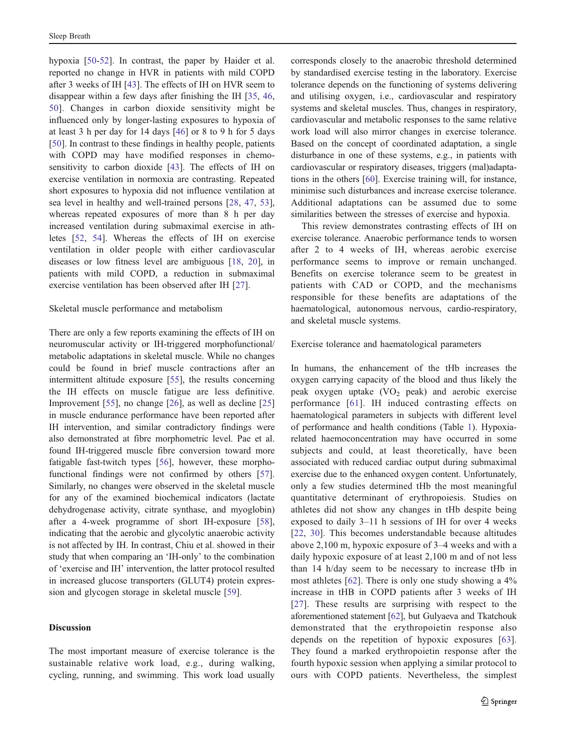hypoxia [50-52]. In contrast, the paper by Haider et al. reported no change in HVR in patients with mild COPD after 3 weeks of IH [43]. The effects of IH on HVR seem to disappear within a few days after finishing the IH [35, 46, 50]. Changes in carbon dioxide sensitivity might be influenced only by longer-lasting exposures to hypoxia of at least 3 h per day for 14 days [46] or 8 to 9 h for 5 days [50]. In contrast to these findings in healthy people, patients with COPD may have modified responses in chemosensitivity to carbon dioxide [43]. The effects of IH on exercise ventilation in normoxia are contrasting. Repeated short exposures to hypoxia did not influence ventilation at sea level in healthy and well-trained persons [28, 47, 53], whereas repeated exposures of more than 8 h per day increased ventilation during submaximal exercise in athletes [52, 54]. Whereas the effects of IH on exercise ventilation in older people with either cardiovascular diseases or low fitness level are ambiguous [18, 20], in patients with mild COPD, a reduction in submaximal exercise ventilation has been observed after IH [27].

Skeletal muscle performance and metabolism

There are only a few reports examining the effects of IH on neuromuscular activity or IH-triggered morphofunctional/metabolic adaptations in skeletal muscle. While no changes could be found in brief muscle contractions after an intermittent altitude exposure [55], the results concerning the IH effects on muscle fatigue are less definitive. Improvement [55], no change [26], as well as decline [25] in muscle endurance performance have been reported after IH intervention, and similar contradictory findings were also demonstrated at fibre morphometric level. Pae et al. found IH-triggered muscle fibre conversion toward more fatigable fast-twitch types [56], however, these morphofunctional findings were not confirmed by others [57]. Similarly, no changes were observed in the skeletal muscle for any of the examined biochemical indicators (lactate dehydrogenase activity, citrate synthase, and myoglobin) after a 4-week programme of short IH-exposure [58], indicating that the aerobic and glycolytic anaerobic activity is not affected by IH. In contrast, Chiu et al. showed in their study that when comparing an 'IH-only' to the combination of 'exercise and IH' intervention, the latter protocol resulted in increased glucose transporters (GLUT4) protein expression and glycogen storage in skeletal muscle [59].

## Discussion

The most important measure of exercise tolerance is the sustainable relative work load, e.g., during walking, cycling, running, and swimming. This work load usually corresponds closely to the anaerobic threshold determined by standardised exercise testing in the laboratory. Exercise tolerance depends on the functioning of systems delivering and utilising oxygen, i.e., cardiovascular and respiratory systems and skeletal muscles. Thus, changes in respiratory, cardiovascular and metabolic responses to the same relative work load will also mirror changes in exercise tolerance. Based on the concept of coordinated adaptation, a single disturbance in one of these systems, e.g., in patients with cardiovascular or respiratory diseases, triggers (mal)adaptations in the others [60]. Exercise training will, for instance, minimise such disturbances and increase exercise tolerance. Additional adaptations can be assumed due to some similarities between the stresses of exercise and hypoxia.

This review demonstrates contrasting effects of IH on exercise tolerance. Anaerobic performance tends to worsen after 2 to 4 weeks of IH, whereas aerobic exercise performance seems to improve or remain unchanged. Benefits on exercise tolerance seem to be greatest in patients with CAD or COPD, and the mechanisms responsible for these benefits are adaptations of the haematological, autonomous nervous, cardio-respiratory, and skeletal muscle systems.

Exercise tolerance and haematological parameters

In humans, the enhancement of the tHb increases the oxygen carrying capacity of the blood and thus likely the peak oxygen uptake ($VO_2$ peak) and aerobic exercise performance [61]. IH induced contrasting effects on haematological parameters in subjects with different level of performance and health conditions (Table 1). Hypoxia-related haemoconcentration may have occurred in some subjects and could, at least theoretically, have been associated with reduced cardiac output during submaximal exercise due to the enhanced oxygen content. Unfortunately, only a few studies determined tHb the most meaningful quantitative determinant of erythropoiesis. Studies on athletes did not show any changes in tHb despite being exposed to daily 3–11 h sessions of IH for over 4 weeks [22, 30]. This becomes understandable because altitudes above 2,100 m, hypoxic exposure of 3–4 weeks and with a daily hypoxic exposure of at least 2,100 m and of not less than 14 h/day seem to be necessary to increase tHb in most athletes [62]. There is only one study showing a 4% increase in tHB in COPD patients after 3 weeks of IH [27]. These results are surprising with respect to the aforementioned statement [62], but Gulyaeva and Tkatchouk demonstrated that the erythropoietin response also depends on the repetition of hypoxic exposures [63]. They found a marked erythropoietin response after the fourth hypoxic session when applying a similar protocol to ours with COPD patients. Nevertheless, the simplest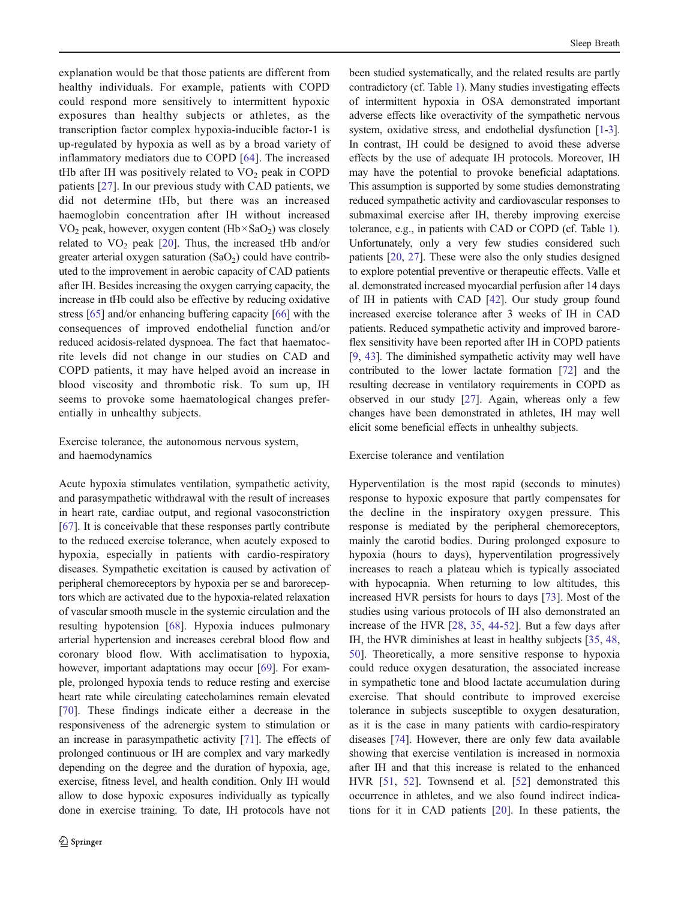explanation would be that those patients are different from healthy individuals. For example, patients with COPD could respond more sensitively to intermittent hypoxic exposures than healthy subjects or athletes, as the transcription factor complex hypoxia-inducible factor-1 is up-regulated by hypoxia as well as by a broad variety of inflammatory mediators due to COPD [64]. The increased tHb after IH was positively related to $VO_2$ peak in COPD patients [27]. In our previous study with CAD patients, we did not determine tHb, but there was an increased haemoglobin concentration after IH without increased $VO_2$ peak, however, oxygen content ($Hb \times SaO_2$) was closely related to $VO_2$ peak [20]. Thus, the increased tHb and/or greater arterial oxygen saturation ($SaO_2$) could have contributed to the improvement in aerobic capacity of CAD patients after IH. Besides increasing the oxygen carrying capacity, the increase in tHb could also be effective by reducing oxidative stress [65] and/or enhancing buffering capacity [66] with the consequences of improved endothelial function and/or reduced acidosis-related dyspnoea. The fact that haematocrite levels did not change in our studies on CAD and COPD patients, it may have helped avoid an increase in blood viscosity and thrombotic risk. To sum up, IH seems to provoke some haematological changes preferentially in unhealthy subjects.

### Exercise tolerance, the autonomous nervous system, and haemodynamics

Acute hypoxia stimulates ventilation, sympathetic activity, and parasympathetic withdrawal with the result of increases in heart rate, cardiac output, and regional vasoconstriction [67]. It is conceivable that these responses partly contribute to the reduced exercise tolerance, when acutely exposed to hypoxia, especially in patients with cardio-respiratory diseases. Sympathetic excitation is caused by activation of peripheral chemoreceptors by hypoxia per se and baroreceptors which are activated due to the hypoxia-related relaxation of vascular smooth muscle in the systemic circulation and the resulting hypotension [68]. Hypoxia induces pulmonary arterial hypertension and increases cerebral blood flow and coronary blood flow. With acclimatisation to hypoxia, however, important adaptations may occur [69]. For example, prolonged hypoxia tends to reduce resting and exercise heart rate while circulating catecholamines remain elevated [70]. These findings indicate either a decrease in the responsiveness of the adrenergic system to stimulation or an increase in parasympathetic activity [71]. The effects of prolonged continuous or IH are complex and vary markedly depending on the degree and the duration of hypoxia, age, exercise, fitness level, and health condition. Only IH would allow to dose hypoxic exposures individually as typically done in exercise training. To date, IH protocols have not been studied systematically, and the related results are partly contradictory (cf. Table 1). Many studies investigating effects of intermittent hypoxia in OSA demonstrated important adverse effects like overactivity of the sympathetic nervous system, oxidative stress, and endothelial dysfunction [1-3]. In contrast, IH could be designed to avoid these adverse effects by the use of adequate IH protocols. Moreover, IH may have the potential to provoke beneficial adaptations. This assumption is supported by some studies demonstrating reduced sympathetic activity and cardiovascular responses to submaximal exercise after IH, thereby improving exercise tolerance, e.g., in patients with CAD or COPD (cf. Table 1). Unfortunately, only a very few studies considered such patients [20, 27]. These were also the only studies designed to explore potential preventive or therapeutic effects. Valle et al. demonstrated increased myocardial perfusion after 14 days of IH in patients with CAD [42]. Our study group found increased exercise tolerance after 3 weeks of IH in CAD patients. Reduced sympathetic activity and improved baroreflex sensitivity have been reported after IH in COPD patients [9, 43]. The diminished sympathetic activity may well have contributed to the lower lactate formation [72] and the resulting decrease in ventilatory requirements in COPD as observed in our study [27]. Again, whereas only a few changes have been demonstrated in athletes, IH may well elicit some beneficial effects in unhealthy subjects.

### Exercise tolerance and ventilation

Hyperventilation is the most rapid (seconds to minutes) response to hypoxic exposure that partly compensates for the decline in the inspiratory oxygen pressure. This response is mediated by the peripheral chemoreceptors, mainly the carotid bodies. During prolonged exposure to hypoxia (hours to days), hyperventilation progressively increases to reach a plateau which is typically associated with hypocapnia. When returning to low altitudes, this increased HVR persists for hours to days [73]. Most of the studies using various protocols of IH also demonstrated an increase of the HVR [28, 35, 44-52]. But a few days after IH, the HVR diminishes at least in healthy subjects [35, 48, 50]. Theoretically, a more sensitive response to hypoxia could reduce oxygen desaturation, the associated increase in sympathetic tone and blood lactate accumulation during exercise. That should contribute to improved exercise tolerance in subjects susceptible to oxygen desaturation, as it is the case in many patients with cardio-respiratory diseases [74]. However, there are only few data available showing that exercise ventilation is increased in normoxia after IH and that this increase is related to the enhanced HVR [51, 52]. Townsend et al. [52] demonstrated this occurrence in athletes, and we also found indirect indications for it in CAD patients [20]. In these patients, the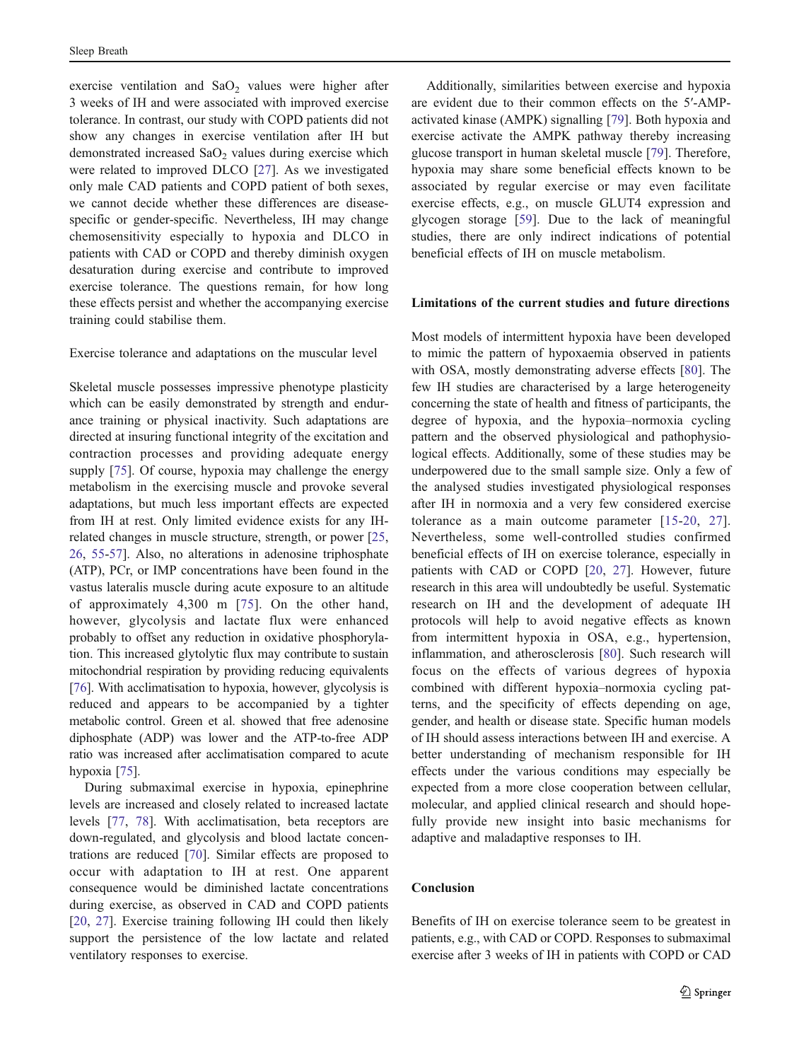exercise ventilation and $SaO_2$ values were higher after 3 weeks of IH and were associated with improved exercise tolerance. In contrast, our study with COPD patients did not show any changes in exercise ventilation after IH but demonstrated increased $SaO_2$ values during exercise which were related to improved DLCO [27]. As we investigated only male CAD patients and COPD patient of both sexes, we cannot decide whether these differences are disease-specific or gender-specific. Nevertheless, IH may change chemosensitivity especially to hypoxia and DLCO in patients with CAD or COPD and thereby diminish oxygen desaturation during exercise and contribute to improved exercise tolerance. The questions remain, for how long these effects persist and whether the accompanying exercise training could stabilise them.

Exercise tolerance and adaptations on the muscular level

Skeletal muscle possesses impressive phenotype plasticity which can be easily demonstrated by strength and endurance training or physical inactivity. Such adaptations are directed at insuring functional integrity of the excitation and contraction processes and providing adequate energy supply [75]. Of course, hypoxia may challenge the energy metabolism in the exercising muscle and provoke several adaptations, but much less important effects are expected from IH at rest. Only limited evidence exists for any IH-related changes in muscle structure, strength, or power [25, 26, 55-57]. Also, no alterations in adenosine triphosphate (ATP), PCr, or IMP concentrations have been found in the vastus lateralis muscle during acute exposure to an altitude of approximately 4,300 m [75]. On the other hand, however, glycolysis and lactate flux were enhanced probably to offset any reduction in oxidative phosphorylation. This increased glytolytic flux may contribute to sustain mitochondrial respiration by providing reducing equivalents [76]. With acclimatisation to hypoxia, however, glycolysis is reduced and appears to be accompanied by a tighter metabolic control. Green et al. showed that free adenosine diphosphate (ADP) was lower and the ATP-to-free ADP ratio was increased after acclimatisation compared to acute hypoxia [75].

During submaximal exercise in hypoxia, epinephrine levels are increased and closely related to increased lactate levels [77, 78]. With acclimatisation, beta receptors are down-regulated, and glycolysis and blood lactate concentrations are reduced [70]. Similar effects are proposed to occur with adaptation to IH at rest. One apparent consequence would be diminished lactate concentrations during exercise, as observed in CAD and COPD patients [20, 27]. Exercise training following IH could then likely support the persistence of the low lactate and related ventilatory responses to exercise.

Additionally, similarities between exercise and hypoxia are evident due to their common effects on the 5′-AMP-activated kinase (AMPK) signalling [79]. Both hypoxia and exercise activate the AMPK pathway thereby increasing glucose transport in human skeletal muscle [79]. Therefore, hypoxia may share some beneficial effects known to be associated by regular exercise or may even facilitate exercise effects, e.g., on muscle GLUT4 expression and glycogen storage [59]. Due to the lack of meaningful studies, there are only indirect indications of potential beneficial effects of IH on muscle metabolism.

## Limitations of the current studies and future directions

Most models of intermittent hypoxia have been developed to mimic the pattern of hypoxaemia observed in patients with OSA, mostly demonstrating adverse effects [80]. The few IH studies are characterised by a large heterogeneity concerning the state of health and fitness of participants, the degree of hypoxia, and the hypoxia–normoxia cycling pattern and the observed physiological and pathophysiological effects. Additionally, some of these studies may be underpowered due to the small sample size. Only a few of the analysed studies investigated physiological responses after IH in normoxia and a very few considered exercise tolerance as a main outcome parameter [15-20, 27]. Nevertheless, some well-controlled studies confirmed beneficial effects of IH on exercise tolerance, especially in patients with CAD or COPD [20, 27]. However, future research in this area will undoubtedly be useful. Systematic research on IH and the development of adequate IH protocols will help to avoid negative effects as known from intermittent hypoxia in OSA, e.g., hypertension, inflammation, and atherosclerosis [80]. Such research will focus on the effects of various degrees of hypoxia combined with different hypoxia–normoxia cycling patterns, and the specificity of effects depending on age, gender, and health or disease state. Specific human models of IH should assess interactions between IH and exercise. A better understanding of mechanism responsible for IH effects under the various conditions may especially be expected from a more close cooperation between cellular, molecular, and applied clinical research and should hopefully provide new insight into basic mechanisms for adaptive and maladaptive responses to IH.

## Conclusion

Benefits of IH on exercise tolerance seem to be greatest in patients, e.g., with CAD or COPD. Responses to submaximal exercise after 3 weeks of IH in patients with COPD or CAD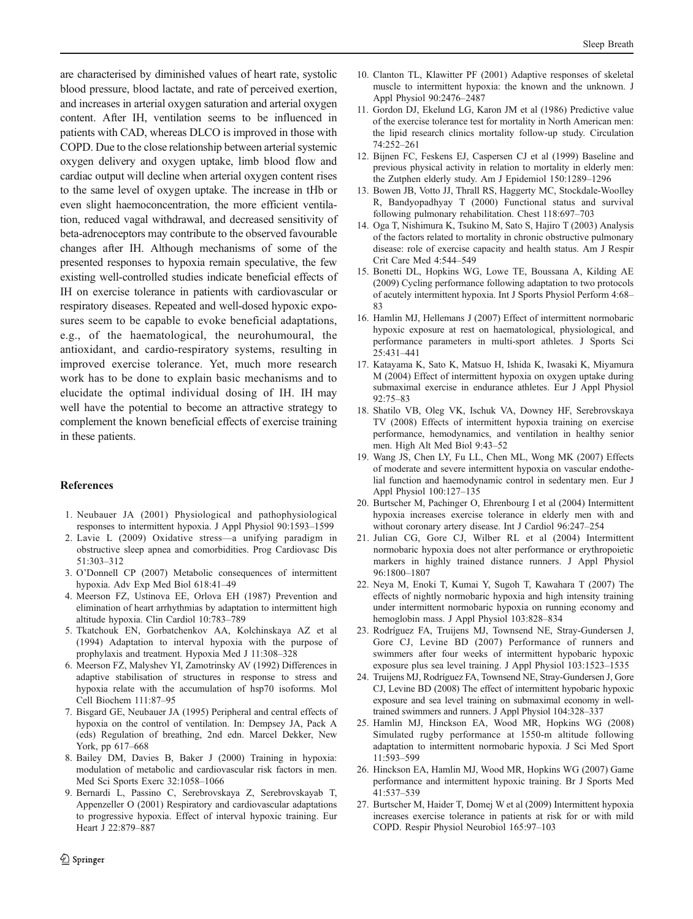are characterised by diminished values of heart rate, systolic blood pressure, blood lactate, and rate of perceived exertion, and increases in arterial oxygen saturation and arterial oxygen content. After IH, ventilation seems to be influenced in patients with CAD, whereas DLCO is improved in those with COPD. Due to the close relationship between arterial systemic oxygen delivery and oxygen uptake, limb blood flow and cardiac output will decline when arterial oxygen content rises to the same level of oxygen uptake. The increase in tHb or even slight haemoconcentration, the more efficient ventilation, reduced vagal withdrawal, and decreased sensitivity of beta-adrenoceptors may contribute to the observed favourable changes after IH. Although mechanisms of some of the presented responses to hypoxia remain speculative, the few existing well-controlled studies indicate beneficial effects of IH on exercise tolerance in patients with cardiovascular or respiratory diseases. Repeated and well-dosed hypoxic exposures seem to be capable to evoke beneficial adaptations, e.g., of the haematological, the neurohumoural, the antioxidant, and cardio-respiratory systems, resulting in improved exercise tolerance. Yet, much more research work has to be done to explain basic mechanisms and to elucidate the optimal individual dosing of IH. IH may well have the potential to become an attractive strategy to complement the known beneficial effects of exercise training in these patients.

## References

1. Neubauer JA (2001) Physiological and pathophysiological responses to intermittent hypoxia. J Appl Physiol 90:1593–1599
2. Lavie L (2009) Oxidative stress—a unifying paradigm in obstructive sleep apnea and comorbidities. Prog Cardiovasc Dis 51:303–312
3. O'Donnell CP (2007) Metabolic consequences of intermittent hypoxia. Adv Exp Med Biol 618:41–49
4. Meerson FZ, Ustinova EE, Orlova EH (1987) Prevention and elimination of heart arrhythmias by adaptation to intermittent high altitude hypoxia. Clin Cardiol 10:783–789
5. Tkatchouk EN, Gorbatchenkov AA, Kolchinskaya AZ et al (1994) Adaptation to interval hypoxia with the purpose of prophylaxis and treatment. Hypoxia Med J 11:308–328
6. Meerson FZ, Malyshev YI, Zamotrinsky AV (1992) Differences in adaptive stabilisation of structures in response to stress and hypoxia relate with the accumulation of hsp70 isoforms. Mol Cell Biochem 111:87–95
7. Bisgard GE, Neubauer JA (1995) Peripheral and central effects of hypoxia on the control of ventilation. In: Dempsey JA, Pack A (eds) Regulation of breathing, 2nd edn. Marcel Dekker, New York, pp 617–668
8. Bailey DM, Davies B, Baker J (2000) Training in hypoxia: modulation of metabolic and cardiovascular risk factors in men. Med Sci Sports Exerc 32:1058–1066
9. Bernardi L, Passino C, Serebrovskaya Z, Serebrovskayab T, Appenzeller O (2001) Respiratory and cardiovascular adaptations to progressive hypoxia. Effect of interval hypoxic training. Eur Heart J 22:879–887
10. Clanton TL, Klawitter PF (2001) Adaptive responses of skeletal muscle to intermittent hypoxia: the known and the unknown. J Appl Physiol 90:2476–2487
11. Gordon DJ, Ekelund LG, Karon JM et al (1986) Predictive value of the exercise tolerance test for mortality in North American men: the lipid research clinics mortality follow-up study. Circulation 74:252–261
12. Bijnen FC, Feskens EJ, Caspersen CJ et al (1999) Baseline and previous physical activity in relation to mortality in elderly men: the Zutphen elderly study. Am J Epidemiol 150:1289–1296
13. Bowen JB, Votto JJ, Thrall RS, Haggerty MC, Stockdale-Woolley R, Bandyopadhyay T (2000) Functional status and survival following pulmonary rehabilitation. Chest 118:697–703
14. Oga T, Nishimura K, Tsukino M, Sato S, Hajiro T (2003) Analysis of the factors related to mortality in chronic obstructive pulmonary disease: role of exercise capacity and health status. Am J Respir Crit Care Med 4:544–549
15. Bonetti DL, Hopkins WG, Lowe TE, Boussana A, Kilding AE (2009) Cycling performance following adaptation to two protocols of acutely intermittent hypoxia. Int J Sports Physiol Perform 4:68–83
16. Hamlin MJ, Hellemans J (2007) Effect of intermittent normobaric hypoxic exposure at rest on haematological, physiological, and performance parameters in multi-sport athletes. J Sports Sci 25:431–441
17. Katayama K, Sato K, Matsuo H, Ishida K, Iwasaki K, Miyamura M (2004) Effect of intermittent hypoxia on oxygen uptake during submaximal exercise in endurance athletes. Eur J Appl Physiol 92:75–83
18. Shatilo VB, Oleg VK, Ischuk VA, Downey HF, Serebrovskaya TV (2008) Effects of intermittent hypoxia training on exercise performance, hemodynamics, and ventilation in healthy senior men. High Alt Med Biol 9:43–52
19. Wang JS, Chen LY, Fu LL, Chen ML, Wong MK (2007) Effects of moderate and severe intermittent hypoxia on vascular endothelial function and haemodynamic control in sedentary men. Eur J Appl Physiol 100:127–135
20. Burtscher M, Pachinger O, Ehrenbourg I et al (2004) Intermittent hypoxia increases exercise tolerance in elderly men with and without coronary artery disease. Int J Cardiol 96:247–254
21. Julian CG, Gore CJ, Wilber RL et al (2004) Intermittent normobaric hypoxia does not alter performance or erythropoietic markers in highly trained distance runners. J Appl Physiol 96:1800–1807
22. Neya M, Enoki T, Kumai Y, Sugoh T, Kawahara T (2007) The effects of nightly normobaric hypoxia and high intensity training under intermittent normobaric hypoxia on running economy and hemoglobin mass. J Appl Physiol 103:828–834
23. Rodríguez FA, Truijens MJ, Townsend NE, Stray-Gundersen J, Gore CJ, Levine BD (2007) Performance of runners and swimmers after four weeks of intermittent hypobaric hypoxic exposure plus sea level training. J Appl Physiol 103:1523–1535
24. Truijens MJ, Rodríguez FA, Townsend NE, Stray-Gundersen J, Gore CJ, Levine BD (2008) The effect of intermittent hypobaric hypoxic exposure and sea level training on submaximal economy in well-trained swimmers and runners. J Appl Physiol 104:328–337
25. Hamlin MJ, Hinckson EA, Wood MR, Hopkins WG (2008) Simulated rugby performance at 1550-m altitude following adaptation to intermittent normobaric hypoxia. J Sci Med Sport 11:593–599
26. Hinckson EA, Hamlin MJ, Wood MR, Hopkins WG (2007) Game performance and intermittent hypoxic training. Br J Sports Med 41:537–539
27. Burtscher M, Haider T, Domej W et al (2009) Intermittent hypoxia increases exercise tolerance in patients at risk for or with mild COPD. Respir Physiol Neurobiol 165:97–103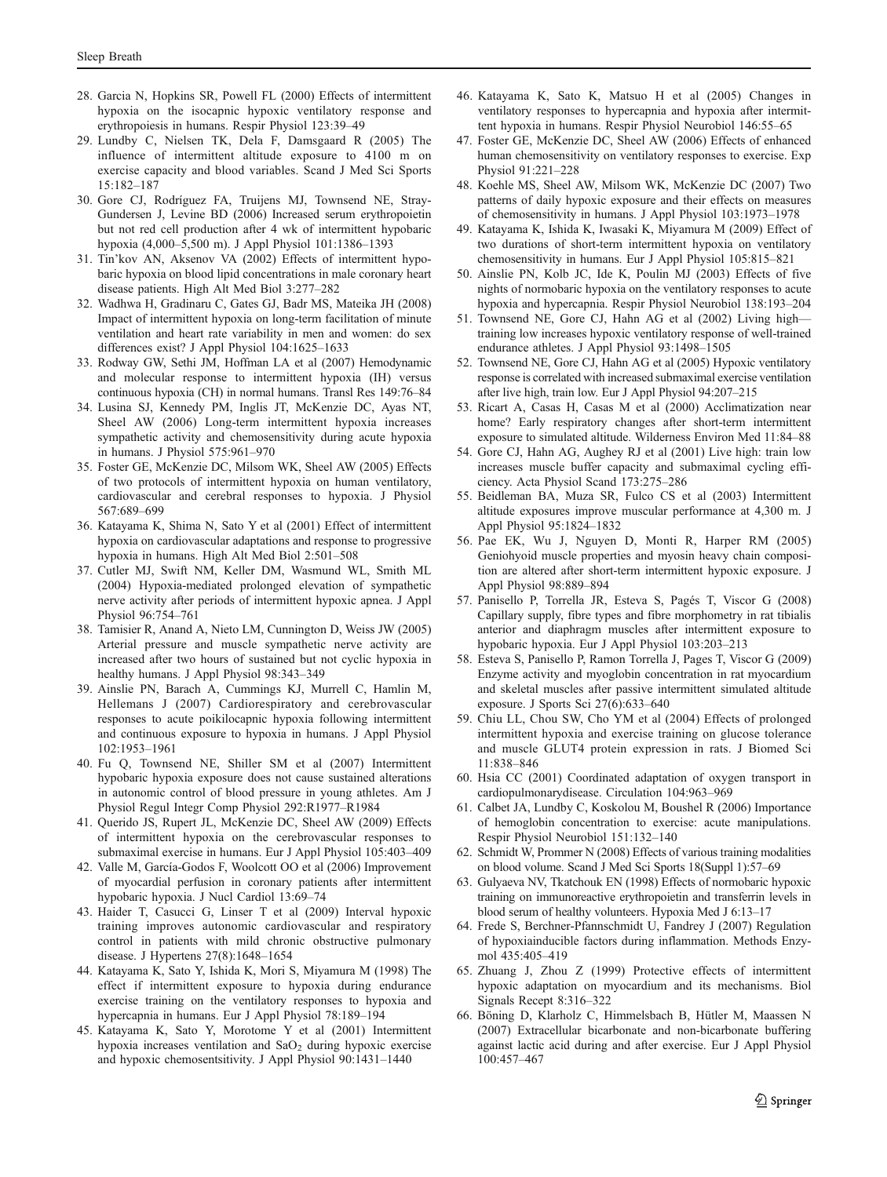28. Garcia N, Hopkins SR, Powell FL (2000) Effects of intermittent hypoxia on the isocapnic hypoxic ventilatory response and erythropoiesis in humans. Respir Physiol 123:39–49
29. Lundby C, Nielsen TK, Dela F, Damsgaard R (2005) The influence of intermittent altitude exposure to 4100 m on exercise capacity and blood variables. Scand J Med Sci Sports 15:182–187
30. Gore CJ, Rodríguez FA, Truijens MJ, Townsend NE, Stray-Gundersen J, Levine BD (2006) Increased serum erythropoietin but not red cell production after 4 wk of intermittent hypobaric hypoxia (4,000–5,500 m). J Appl Physiol 101:1386–1393
31. Tin'kov AN, Aksenov VA (2002) Effects of intermittent hypobaric hypoxia on blood lipid concentrations in male coronary heart disease patients. High Alt Med Biol 3:277–282
32. Wadhwa H, Gradinaru C, Gates GJ, Badr MS, Mateika JH (2008) Impact of intermittent hypoxia on long-term facilitation of minute ventilation and heart rate variability in men and women: do sex differences exist? J Appl Physiol 104:1625–1633
33. Rodway GW, Sethi JM, Hoffman LA et al (2007) Hemodynamic and molecular response to intermittent hypoxia (IH) versus continuous hypoxia (CH) in normal humans. Transl Res 149:76–84
34. Lusina SJ, Kennedy PM, Inglis JT, McKenzie DC, Ayas NT, Sheel AW (2006) Long-term intermittent hypoxia increases sympathetic activity and chemosensitivity during acute hypoxia in humans. J Physiol 575:961–970
35. Foster GE, McKenzie DC, Milsom WK, Sheel AW (2005) Effects of two protocols of intermittent hypoxia on human ventilatory, cardiovascular and cerebral responses to hypoxia. J Physiol 567:689–699
36. Katayama K, Shima N, Sato Y et al (2001) Effect of intermittent hypoxia on cardiovascular adaptations and response to progressive hypoxia in humans. High Alt Med Biol 2:501–508
37. Cutler MJ, Swift NM, Keller DM, Wasmund WL, Smith ML (2004) Hypoxia-mediated prolonged elevation of sympathetic nerve activity after periods of intermittent hypoxic apnea. J Appl Physiol 96:754–761
38. Tamisier R, Anand A, Nieto LM, Cunnington D, Weiss JW (2005) Arterial pressure and muscle sympathetic nerve activity are increased after two hours of sustained but not cyclic hypoxia in healthy humans. J Appl Physiol 98:343–349
39. Ainslie PN, Barach A, Cummings KJ, Murrell C, Hamlin M, Hellemans J (2007) Cardiorespiratory and cerebrovascular responses to acute poikilocapnic hypoxia following intermittent and continuous exposure to hypoxia in humans. J Appl Physiol 102:1953–1961
40. Fu Q, Townsend NE, Shiller SM et al (2007) Intermittent hypobaric hypoxia exposure does not cause sustained alterations in autonomic control of blood pressure in young athletes. Am J Physiol Regul Integr Comp Physiol 292:R1977–R1984
41. Querido JS, Rupert JL, McKenzie DC, Sheel AW (2009) Effects of intermittent hypoxia on the cerebrovascular responses to submaximal exercise in humans. Eur J Appl Physiol 105:403–409
42. Valle M, García-Godos F, Woolcott OO et al (2006) Improvement of myocardial perfusion in coronary patients after intermittent hypobaric hypoxia. J Nucl Cardiol 13:69–74
43. Haider T, Casucci G, Linser T et al (2009) Interval hypoxic training improves autonomic cardiovascular and respiratory control in patients with mild chronic obstructive pulmonary disease. J Hypertens 27(8):1648–1654
44. Katayama K, Sato Y, Ishida K, Mori S, Miyamura M (1998) The effect if intermittent exposure to hypoxia during endurance exercise training on the ventilatory responses to hypoxia and hypercapnia in humans. Eur J Appl Physiol 78:189–194
45. Katayama K, Sato Y, Morotome Y et al (2001) Intermittent hypoxia increases ventilation and $SaO_2$ during hypoxic exercise and hypoxic chemosentsitivity. J Appl Physiol 90:1431–1440
46. Katayama K, Sato K, Matsuo H et al (2005) Changes in ventilatory responses to hypercapnia and hypoxia after intermittent hypoxia in humans. Respir Physiol Neurobiol 146:55–65
47. Foster GE, McKenzie DC, Sheel AW (2006) Effects of enhanced human chemosensitivity on ventilatory responses to exercise. Exp Physiol 91:221–228
48. Koehle MS, Sheel AW, Milsom WK, McKenzie DC (2007) Two patterns of daily hypoxic exposure and their effects on measures of chemosensitivity in humans. J Appl Physiol 103:1973–1978
49. Katayama K, Ishida K, Iwasaki K, Miyamura M (2009) Effect of two durations of short-term intermittent hypoxia on ventilatory chemosensitivity in humans. Eur J Appl Physiol 105:815–821
50. Ainslie PN, Kolb JC, Ide K, Poulin MJ (2003) Effects of five nights of normobaric hypoxia on the ventilatory responses to acute hypoxia and hypercapnia. Respir Physiol Neurobiol 138:193–204
51. Townsend NE, Gore CJ, Hahn AG et al (2002) Living high—training low increases hypoxic ventilatory response of well-trained endurance athletes. J Appl Physiol 93:1498–1505
52. Townsend NE, Gore CJ, Hahn AG et al (2005) Hypoxic ventilatory response is correlated with increased submaximal exercise ventilation after live high, train low. Eur J Appl Physiol 94:207–215
53. Ricart A, Casas H, Casas M et al (2000) Acclimatization near home? Early respiratory changes after short-term intermittent exposure to simulated altitude. Wilderness Environ Med 11:84–88
54. Gore CJ, Hahn AG, Aughey RJ et al (2001) Live high: train low increases muscle buffer capacity and submaximal cycling efficiency. Acta Physiol Scand 173:275–286
55. Beidleman BA, Muza SR, Fulco CS et al (2003) Intermittent altitude exposures improve muscular performance at 4,300 m. J Appl Physiol 95:1824–1832
56. Pae EK, Wu J, Nguyen D, Monti R, Harper RM (2005) Geniohyoid muscle properties and myosin heavy chain composition are altered after short-term intermittent hypoxic exposure. J Appl Physiol 98:889–894
57. Panisello P, Torrella JR, Esteva S, Pagés T, Viscor G (2008) Capillary supply, fibre types and fibre morphometry in rat tibialis anterior and diaphragm muscles after intermittent exposure to hypobaric hypoxia. Eur J Appl Physiol 103:203–213
58. Esteva S, Panisello P, Ramon Torrella J, Pages T, Viscor G (2009) Enzyme activity and myoglobin concentration in rat myocardium and skeletal muscles after passive intermittent simulated altitude exposure. J Sports Sci 27(6):633–640
59. Chiu LL, Chou SW, Cho YM et al (2004) Effects of prolonged intermittent hypoxia and exercise training on glucose tolerance and muscle GLUT4 protein expression in rats. J Biomed Sci 11:838–846
60. Hsia CC (2001) Coordinated adaptation of oxygen transport in cardiopulmonarydisease. Circulation 104:963–969
61. Calbet JA, Lundby C, Koskolou M, Boushel R (2006) Importance of hemoglobin concentration to exercise: acute manipulations. Respir Physiol Neurobiol 151:132–140
62. Schmidt W, Prommer N (2008) Effects of various training modalities on blood volume. Scand J Med Sci Sports 18(Suppl 1):57–69
63. Gulyaeva NV, Tkatchouk EN (1998) Effects of normobaric hypoxic training on immunoreactive erythropoietin and transferrin levels in blood serum of healthy volunteers. Hypoxia Med J 6:13–17
64. Frede S, Berchner-Pfannschmidt U, Fandrey J (2007) Regulation of hypoxiainducible factors during inflammation. Methods Enzymol 435:405–419
65. Zhuang J, Zhou Z (1999) Protective effects of intermittent hypoxic adaptation on myocardium and its mechanisms. Biol Signals Recept 8:316–322
66. Böning D, Klarholz C, Himmelsbach B, Hütler M, Maassen N (2007) Extracellular bicarbonate and non-bicarbonate buffering against lactic acid during and after exercise. Eur J Appl Physiol 100:457–467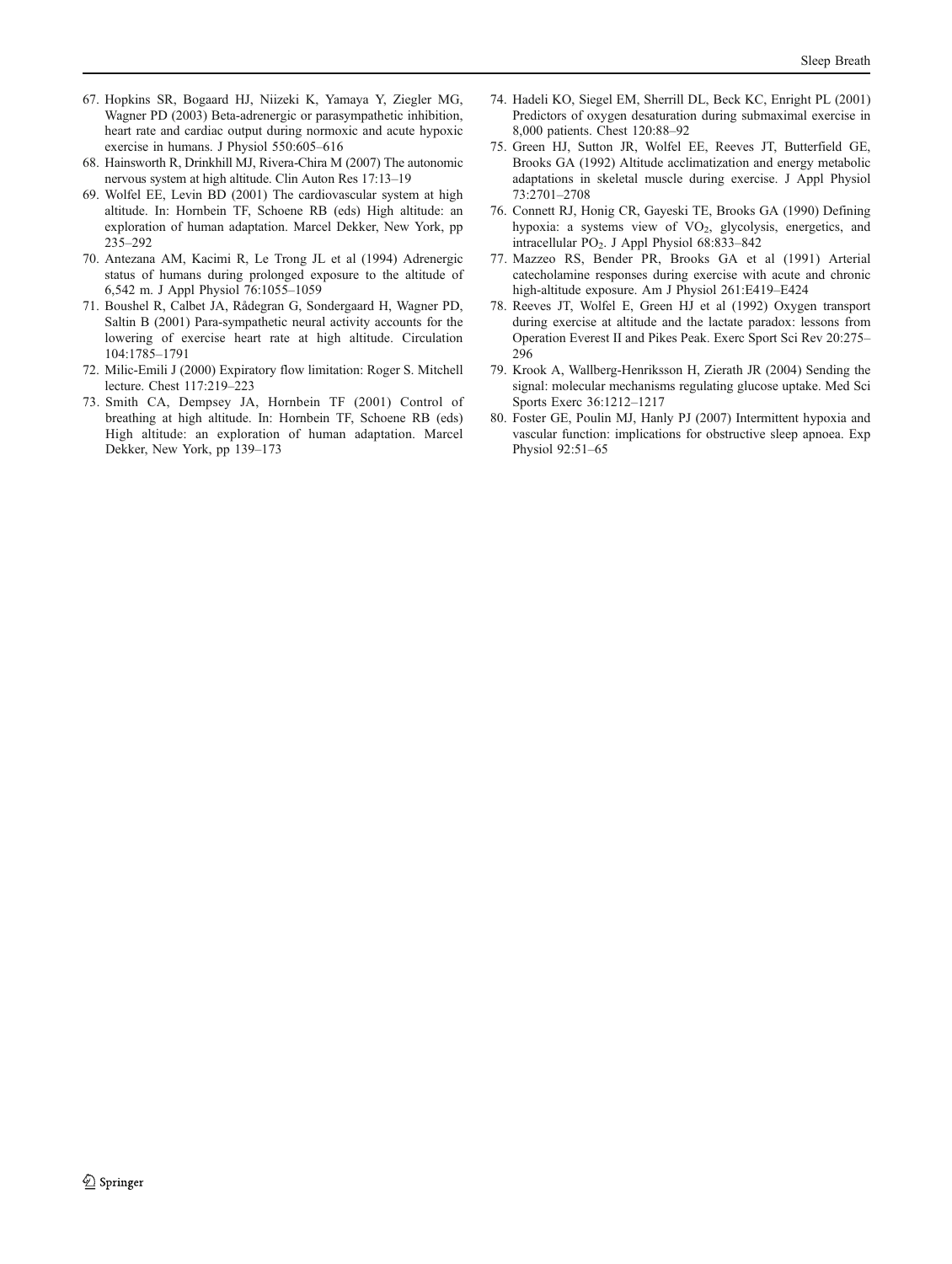67. Hopkins SR, Bogaard HJ, Niizeki K, Yamaya Y, Ziegler MG, Wagner PD (2003) Beta-adrenergic or parasympathetic inhibition, heart rate and cardiac output during normoxic and acute hypoxic exercise in humans. J Physiol 550:605–616
68. Hainsworth R, Drinkhill MJ, Rivera-Chira M (2007) The autonomic nervous system at high altitude. Clin Auton Res 17:13–19
69. Wolfel EE, Levin BD (2001) The cardiovascular system at high altitude. In: Hornbein TF, Schoene RB (eds) High altitude: an exploration of human adaptation. Marcel Dekker, New York, pp 235–292
70. Antezana AM, Kacimi R, Le Trong JL et al (1994) Adrenergic status of humans during prolonged exposure to the altitude of 6,542 m. J Appl Physiol 76:1055–1059
71. Boushel R, Calbet JA, Rådegran G, Sondergaard H, Wagner PD, Saltin B (2001) Para-sympathetic neural activity accounts for the lowering of exercise heart rate at high altitude. Circulation 104:1785–1791
72. Milic-Emili J (2000) Expiratory flow limitation: Roger S. Mitchell lecture. Chest 117:219–223
73. Smith CA, Dempsey JA, Hornbein TF (2001) Control of breathing at high altitude. In: Hornbein TF, Schoene RB (eds) High altitude: an exploration of human adaptation. Marcel Dekker, New York, pp 139–173
74. Hadeli KO, Siegel EM, Sherrill DL, Beck KC, Enright PL (2001) Predictors of oxygen desaturation during submaximal exercise in 8,000 patients. Chest 120:88–92
75. Green HJ, Sutton JR, Wolfel EE, Reeves JT, Butterfield GE, Brooks GA (1992) Altitude acclimatization and energy metabolic adaptations in skeletal muscle during exercise. J Appl Physiol 73:2701–2708
76. Connett RJ, Honig CR, Gayeski TE, Brooks GA (1990) Defining hypoxia: a systems view of $VO_2$, glycolysis, energetics, and intracellular $PO_2$. J Appl Physiol 68:833–842
77. Mazzeo RS, Bender PR, Brooks GA et al (1991) Arterial catecholamine responses during exercise with acute and chronic high-altitude exposure. Am J Physiol 261:E419–E424
78. Reeves JT, Wolfel E, Green HJ et al (1992) Oxygen transport during exercise at altitude and the lactate paradox: lessons from Operation Everest II and Pikes Peak. Exerc Sport Sci Rev 20:275–296
79. Krook A, Wallberg-Henriksson H, Zierath JR (2004) Sending the signal: molecular mechanisms regulating glucose uptake. Med Sci Sports Exerc 36:1212–1217
80. Foster GE, Poulin MJ, Hanly PJ (2007) Intermittent hypoxia and vascular function: implications for obstructive sleep apnoea. Exp Physiol 92:51–65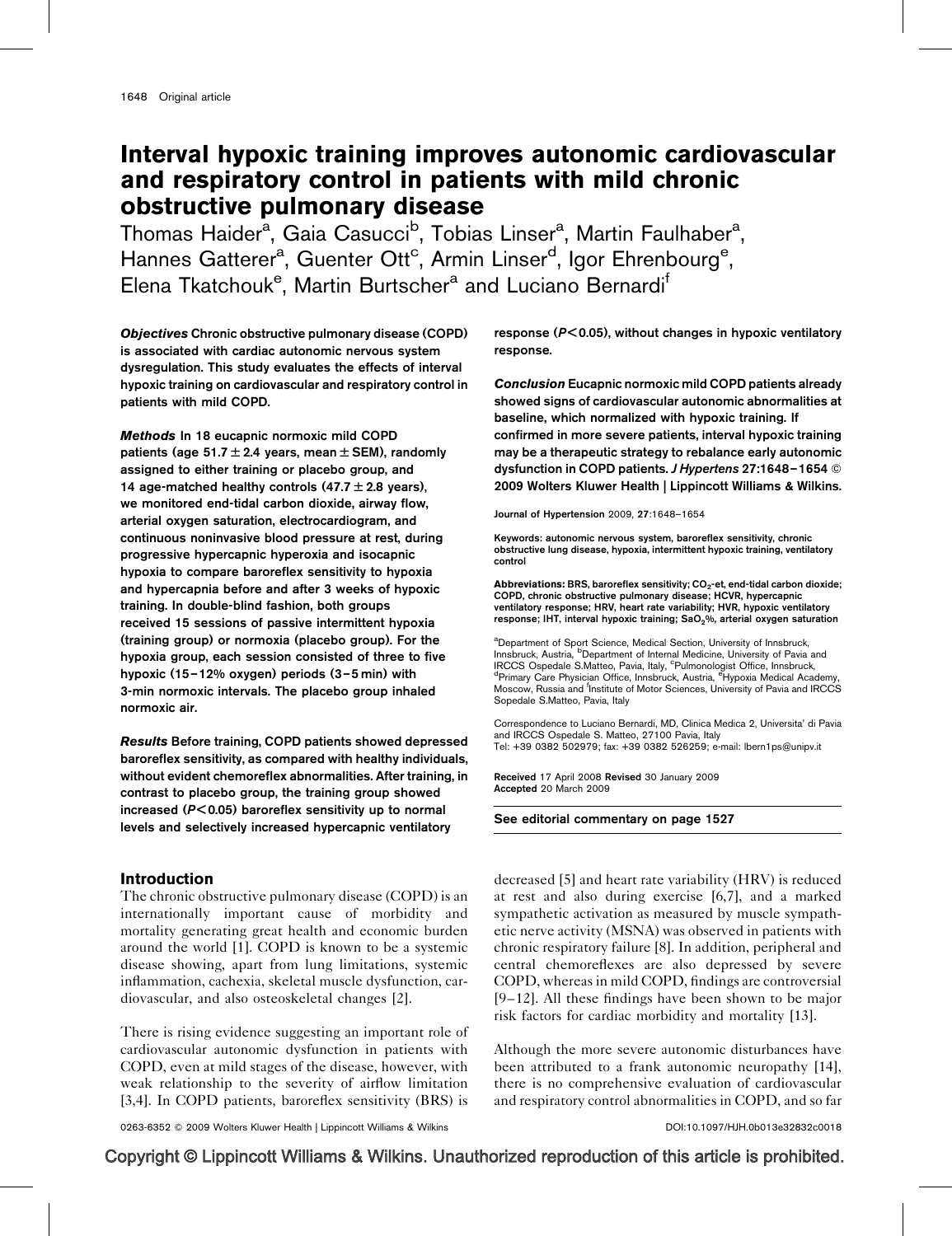# Interval hypoxic training improves autonomic cardiovascular and respiratory control in patients with mild chronic obstructive pulmonary disease

Thomas Haider[a], Gaia Casucci[b], Tobias Linser[a], Martin Faulhaber[a], Hannes Gatterer[a], Guenter Ott[c], Armin Linser[d], Igor Ehrenbourg[e], Elena Tkatchouk[e], Martin Burtscher[a] and Luciano Bernardi[f]

***Objectives*** **Chronic obstructive pulmonary disease (COPD) is associated with cardiac autonomic nervous system dysregulation. This study evaluates the effects of interval hypoxic training on cardiovascular and respiratory control in patients with mild COPD.**

***Methods*** **In 18 eucapnic normoxic mild COPD patients (age 51.7 ± 2.4 years, mean ± SEM), randomly assigned to either training or placebo group, and 14 age-matched healthy controls (47.7 ± 2.8 years), we monitored end-tidal carbon dioxide, airway flow, arterial oxygen saturation, electrocardiogram, and continuous noninvasive blood pressure at rest, during progressive hypercapnic hyperoxia and isocapnic hypoxia to compare baroreflex sensitivity to hypoxia and hypercapnia before and after 3 weeks of hypoxic training. In double-blind fashion, both groups received 15 sessions of passive intermittent hypoxia (training group) or normoxia (placebo group). For the hypoxia group, each session consisted of three to five hypoxic (15–12% oxygen) periods (3–5 min) with 3-min normoxic intervals. The placebo group inhaled normoxic air.**

***Results*** **Before training, COPD patients showed depressed baroreflex sensitivity, as compared with healthy individuals, without evident chemoreflex abnormalities. After training, in contrast to placebo group, the training group showed increased ($P<0.05$) baroreflex sensitivity up to normal levels and selectively increased hypercapnic ventilatory response ($P<0.05$), without changes in hypoxic ventilatory response.**

***Conclusion*** **Eucapnic normoxic mild COPD patients already showed signs of cardiovascular autonomic abnormalities at baseline, which normalized with hypoxic training. If confirmed in more severe patients, interval hypoxic training may be a therapeutic strategy to rebalance early autonomic dysfunction in COPD patients.** ***J Hypertens*** **27:1648–1654 © 2009 Wolters Kluwer Health | Lippincott Williams & Wilkins.**

Journal of Hypertension 2009, **27**:1648–1654

Keywords: autonomic nervous system, baroreflex sensitivity, chronic obstructive lung disease, hypoxia, intermittent hypoxic training, ventilatory control

Abbreviations: BRS, baroreflex sensitivity; $CO_2$-et, end-tidal carbon dioxide; COPD, chronic obstructive pulmonary disease; HCVR, hypercapnic ventilatory response; HRV, heart rate variability; HVR, hypoxic ventilatory response; IHT, interval hypoxic training; $SaO_2$%, arterial oxygen saturation

[a]Department of Sport Science, Medical Section, University of Innsbruck, Innsbruck, Austria, [b]Department of Internal Medicine, University of Pavia and IRCCS Ospedale S.Matteo, Pavia, Italy, [c]Pulmonologist Office, Innsbruck, [d]Primary Care Physician Office, Innsbruck, Austria, [e]Hypoxia Medical Academy, Moscow, Russia and [f]Institute of Motor Sciences, University of Pavia and IRCCS Sopedale S.Matteo, Pavia, Italy

Correspondence to Luciano Bernardi, MD, Clinica Medica 2, Universita' di Pavia and IRCCS Ospedale S. Matteo, 27100 Pavia, Italy
Tel: +39 0382 502979; fax: +39 0382 526259; e-mail: lbern1ps@unipv.it

**Received** 17 April 2008 **Revised** 30 January 2009
**Accepted** 20 March 2009

**See editorial commentary on page 1527**

## Introduction

The chronic obstructive pulmonary disease (COPD) is an internationally important cause of morbidity and mortality generating great health and economic burden around the world [1]. COPD is known to be a systemic disease showing, apart from lung limitations, systemic inflammation, cachexia, skeletal muscle dysfunction, cardiovascular, and also osteoskeletal changes [2].

There is rising evidence suggesting an important role of cardiovascular autonomic dysfunction in patients with COPD, even at mild stages of the disease, however, with weak relationship to the severity of airflow limitation [3,4]. In COPD patients, baroreflex sensitivity (BRS) is decreased [5] and heart rate variability (HRV) is reduced at rest and also during exercise [6,7], and a marked sympathetic activation as measured by muscle sympathetic nerve activity (MSNA) was observed in patients with chronic respiratory failure [8]. In addition, peripheral and central chemoreflexes are also depressed by severe COPD, whereas in mild COPD, findings are controversial [9–12]. All these findings have been shown to be major risk factors for cardiac morbidity and mortality [13].

Although the more severe autonomic disturbances have been attributed to a frank autonomic neuropathy [14], there is no comprehensive evaluation of cardiovascular and respiratory control abnormalities in COPD, and so far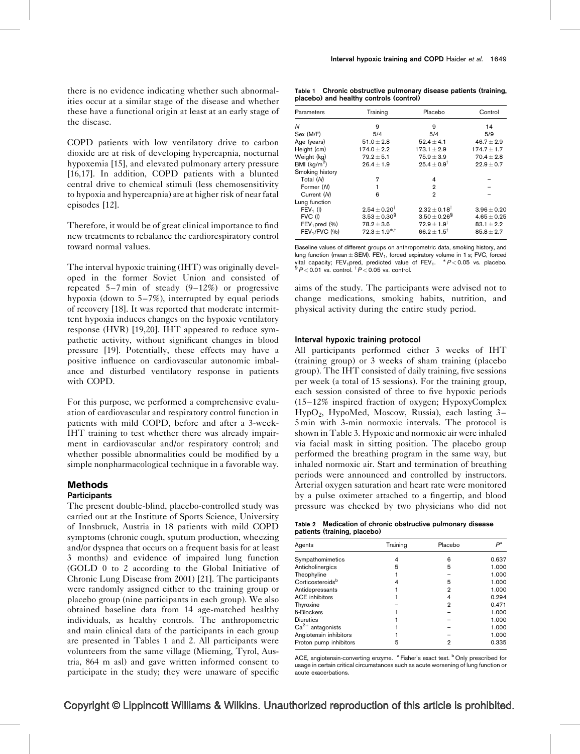there is no evidence indicating whether such abnormalities occur at a similar stage of the disease and whether these have a functional origin at least at an early stage of the disease.

COPD patients with low ventilatory drive to carbon dioxide are at risk of developing hypercapnia, nocturnal hypoxemia [15], and elevated pulmonary artery pressure [16,17]. In addition, COPD patients with a blunted central drive to chemical stimuli (less chemosensitivity to hypoxia and hypercapnia) are at higher risk of near fatal episodes [12].

Therefore, it would be of great clinical importance to find new treatments to rebalance the cardiorespiratory control toward normal values.

The interval hypoxic training (IHT) was originally developed in the former Soviet Union and consisted of repeated 5–7 min of steady (9–12%) or progressive hypoxia (down to 5–7%), interrupted by equal periods of recovery [18]. It was reported that moderate intermittent hypoxia induces changes on the hypoxic ventilatory response (HVR) [19,20]. IHT appeared to reduce sympathetic activity, without significant changes in blood pressure [19]. Potentially, these effects may have a positive influence on cardiovascular autonomic imbalance and disturbed ventilatory response in patients with COPD.

For this purpose, we performed a comprehensive evaluation of cardiovascular and respiratory control function in patients with mild COPD, before and after a 3-week-IHT training to test whether there was already impairment in cardiovascular and/or respiratory control; and whether possible abnormalities could be modified by a simple nonpharmacological technique in a favorable way.

## Methods

### Participants

The present double-blind, placebo-controlled study was carried out at the Institute of Sports Science, University of Innsbruck, Austria in 18 patients with mild COPD symptoms (chronic cough, sputum production, wheezing and/or dyspnea that occurs on a frequent basis for at least 3 months) and evidence of impaired lung function (GOLD 0 to 2 according to the Global Initiative of Chronic Lung Disease from 2001) [21]. The participants were randomly assigned either to the training group or placebo group (nine participants in each group). We also obtained baseline data from 14 age-matched healthy individuals, as healthy controls. The anthropometric and main clinical data of the participants in each group are presented in Tables 1 and 2. All participants were volunteers from the same village (Mieming, Tyrol, Austria, 864 m asl) and gave informed consent to participate in the study; they were unaware of specific aims of the study. The participants were advised not to change medications, smoking habits, nutrition, and physical activity during the entire study period.

**Table 1 Chronic obstructive pulmonary disease patients (training, placebo) and healthy controls (control)**

| Parameters | Training | Placebo | Control |
|---|---|---|---|
| $N$ | 9 | 9 | 14 |
| Sex (M/F) | 5/4 | 5/4 | 5/9 |
| Age (years) | $51.0 \pm 2.8$ | $52.4 \pm 4.1$ | $46.7 \pm 2.9$ |
| Height (cm) | $174.0 \pm 2.2$ | $173.1 \pm 2.9$ | $174.7 \pm 1.7$ |
| Weight (kg) | $79.2 \pm 5.1$ | $75.9 \pm 3.9$ | $70.4 \pm 2.8$ |
| BMI (kg/m$^2$) | $26.4 \pm 1.9$ | $25.4 \pm 0.9^{\dagger}$ | $22.9 \pm 0.7$ |
| Smoking history | | | |
| Total ($N$) | 7 | 4 | – |
| Former ($N$) | 1 | 2 | – |
| Current ($N$) | 6 | 2 | – |
| Lung function | | | |
| $FEV_1$ (l) | $2.54 \pm 0.20^{\dagger}$ | $2.32 \pm 0.18^{\dagger}$ | $3.96 \pm 0.20$ |
| FVC (l) | $3.53 \pm 0.30^{\S}$ | $3.50 \pm 0.26^{\S}$ | $4.65 \pm 0.25$ |
| $FEV_1$pred (%) | $78.2 \pm 3.6$ | $72.9 \pm 1.9^{\dagger}$ | $83.1 \pm 2.2$ |
| $FEV_1$/FVC (%) | $72.3 \pm 1.9^{*,\dagger}$ | $66.2 \pm 1.5^{\dagger}$ | $85.8 \pm 2.7$ |

Baseline values of different groups on anthropometric data, smoking history, and lung function (mean ± SEM). $FEV_1$, forced expiratory volume in 1 s; FVC, forced vital capacity; $FEV_1$pred, predicted value of $FEV_1$. $^*P < 0.05$ vs. placebo. $^{\S}P < 0.01$ vs. control. $^{\dagger}P < 0.05$ vs. control.

### Interval hypoxic training protocol

All participants performed either 3 weeks of IHT (training group) or 3 weeks of sham training (placebo group). The IHT consisted of daily training, five sessions per week (a total of 15 sessions). For the training group, each session consisted of three to five hypoxic periods (15–12% inspired fraction of oxygen; HypoxyComplex $HypO_2$, HypoMed, Moscow, Russia), each lasting 3–5 min with 3-min normoxic intervals. The protocol is shown in Table 3. Hypoxic and normoxic air were inhaled via facial mask in sitting position. The placebo group performed the breathing program in the same way, but inhaled normoxic air. Start and termination of breathing periods were announced and controlled by instructors. Arterial oxygen saturation and heart rate were monitored by a pulse oximeter attached to a fingertip, and blood pressure was checked by two physicians who did not

**Table 2 Medication of chronic obstructive pulmonary disease patients (training, placebo)**

| Agents | Training | Placebo | $P$[a] |
|---|---|---|---|
| Sympathomimetics | 4 | 6 | 0.637 |
| Anticholinergics | 5 | 5 | 1.000 |
| Theophyline | 1 | – | 1.000 |
| Corticosteroids[b] | 4 | 5 | 1.000 |
| Antidepressants | 1 | 2 | 1.000 |
| ACE inhibitors | 1 | 4 | 0.294 |
| Thyroxine | – | 2 | 0.471 |
| ß-Blockers | 1 | – | 1.000 |
| Diuretics | 1 | – | 1.000 |
| $Ca^{2+}$ antagonists | 1 | – | 1.000 |
| Angiotensin inhibitors | 1 | – | 1.000 |
| Proton pump inhibitors | 5 | 2 | 0.335 |

ACE, angiotensin-converting enzyme. [a] Fisher's exact test. [b] Only prescribed for usage in certain critical circumstances such as acute worsening of lung function or acute exacerbations.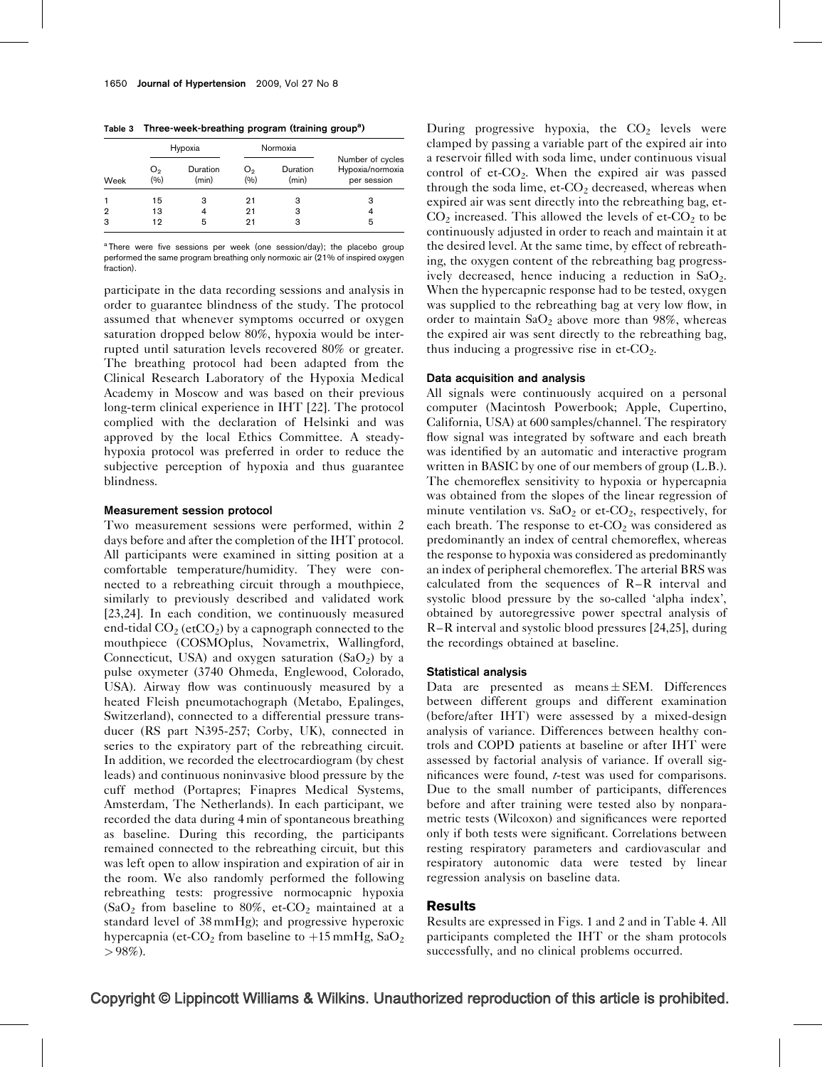Table 3 Three-week-breathing program (training group[a])

| Week | Hypoxia | | Normoxia | | Number of cycles Hypoxia/normoxia per session |
|---|---|---|---|---|---|
| | $O_2$ (%) | Duration (min) | $O_2$ (%) | Duration (min) | |
| 1 | 15 | 3 | 21 | 3 | 3 |
| 2 | 13 | 4 | 21 | 3 | 4 |
| 3 | 12 | 5 | 21 | 3 | 5 |

[a] There were five sessions per week (one session/day); the placebo group performed the same program breathing only normoxic air (21% of inspired oxygen fraction).

participate in the data recording sessions and analysis in order to guarantee blindness of the study. The protocol assumed that whenever symptoms occurred or oxygen saturation dropped below 80%, hypoxia would be interrupted until saturation levels recovered 80% or greater. The breathing protocol had been adapted from the Clinical Research Laboratory of the Hypoxia Medical Academy in Moscow and was based on their previous long-term clinical experience in IHT [22]. The protocol complied with the declaration of Helsinki and was approved by the local Ethics Committee. A steady-hypoxia protocol was preferred in order to reduce the subjective perception of hypoxia and thus guarantee blindness.

### Measurement session protocol

Two measurement sessions were performed, within 2 days before and after the completion of the IHT protocol. All participants were examined in sitting position at a comfortable temperature/humidity. They were connected to a rebreathing circuit through a mouthpiece, similarly to previously described and validated work [23,24]. In each condition, we continuously measured end-tidal $CO_2$ ($etCO_2$) by a capnograph connected to the mouthpiece (COSMOplus, Novametrix, Wallingford, Connecticut, USA) and oxygen saturation ($SaO_2$) by a pulse oximeter (3740 Ohmeda, Englewood, Colorado, USA). Airway flow was continuously measured by a heated Fleish pneumotachograph (Metabo, Epalinges, Switzerland), connected to a differential pressure transducer (RS part N395-257; Corby, UK), connected in series to the expiratory part of the rebreathing circuit. In addition, we recorded the electrocardiogram (by chest leads) and continuous noninvasive blood pressure by the cuff method (Portapres; Finapres Medical Systems, Amsterdam, The Netherlands). In each participant, we recorded the data during 4 min of spontaneous breathing as baseline. During this recording, the participants remained connected to the rebreathing circuit, but this was left open to allow inspiration and expiration of air in the room. We also randomly performed the following rebreathing tests: progressive normocapnic hypoxia ($SaO_2$ from baseline to 80%, et-$CO_2$ maintained at a standard level of 38 mmHg); and progressive hyperoxic hypercapnia (et-$CO_2$ from baseline to +15 mmHg, $SaO_2$ > 98%).

During progressive hypoxia, the $CO_2$ levels were clamped by passing a variable part of the expired air into a reservoir filled with soda lime, under continuous visual control of et-$CO_2$. When the expired air was passed through the soda lime, et-$CO_2$ decreased, whereas when expired air was sent directly into the rebreathing bag, et-$CO_2$ increased. This allowed the levels of et-$CO_2$ to be continuously adjusted in order to reach and maintain it at the desired level. At the same time, by effect of rebreathing, the oxygen content of the rebreathing bag progressively decreased, hence inducing a reduction in $SaO_2$. When the hypercapnic response had to be tested, oxygen was supplied to the rebreathing bag at very low flow, in order to maintain $SaO_2$ above more than 98%, whereas the expired air was sent directly to the rebreathing bag, thus inducing a progressive rise in et-$CO_2$.

### Data acquisition and analysis

All signals were continuously acquired on a personal computer (Macintosh Powerbook; Apple, Cupertino, California, USA) at 600 samples/channel. The respiratory flow signal was integrated by software and each breath was identified by an automatic and interactive program written in BASIC by one of our members of group (L.B.). The chemoreflex sensitivity to hypoxia or hypercapnia was obtained from the slopes of the linear regression of minute ventilation vs. $SaO_2$ or et-$CO_2$, respectively, for each breath. The response to et-$CO_2$ was considered as predominantly an index of central chemoreflex, whereas the response to hypoxia was considered as predominantly an index of peripheral chemoreflex. The arterial BRS was calculated from the sequences of R–R interval and systolic blood pressure by the so-called 'alpha index', obtained by autoregressive power spectral analysis of R–R interval and systolic blood pressures [24,25], during the recordings obtained at baseline.

### Statistical analysis

Data are presented as means ± SEM. Differences between different groups and different examination (before/after IHT) were assessed by a mixed-design analysis of variance. Differences between healthy controls and COPD patients at baseline or after IHT were assessed by factorial analysis of variance. If overall significances were found, *t*-test was used for comparisons. Due to the small number of participants, differences before and after training were tested also by nonparametric tests (Wilcoxon) and significances were reported only if both tests were significant. Correlations between resting respiratory parameters and cardiovascular and respiratory autonomic data were tested by linear regression analysis on baseline data.

## Results

Results are expressed in Figs. 1 and 2 and in Table 4. All participants completed the IHT or the sham protocols successfully, and no clinical problems occurred.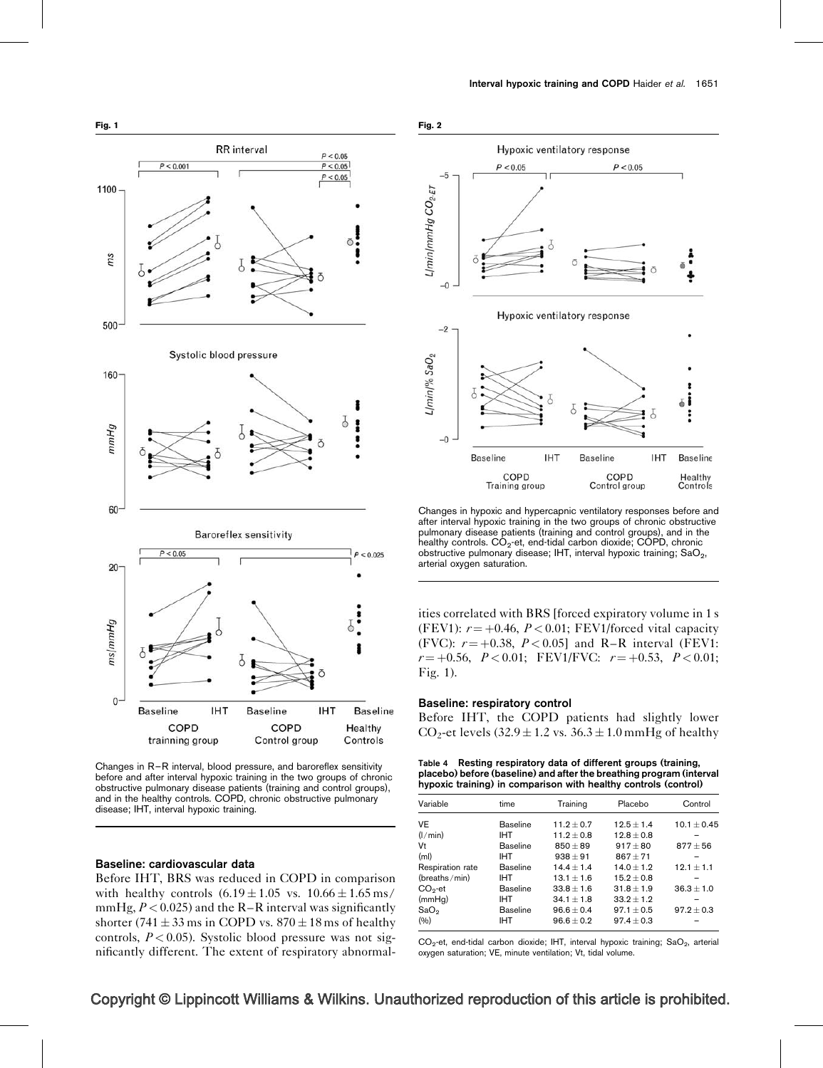**Fig. 1**

Changes in R–R interval, blood pressure, and baroreflex sensitivity before and after interval hypoxic training in the two groups of chronic obstructive pulmonary disease patients (training and control groups), and in the healthy controls. COPD, chronic obstructive pulmonary disease; IHT, interval hypoxic training.

**Fig. 2**

Changes in hypoxic and hypercapnic ventilatory responses before and after interval hypoxic training in the two groups of chronic obstructive pulmonary disease patients (training and control groups), and in the healthy controls. $CO_2$-et, end-tidal carbon dioxide; COPD, chronic obstructive pulmonary disease; IHT, interval hypoxic training; $SaO_2$, arterial oxygen saturation.

### Baseline: cardiovascular data

Before IHT, BRS was reduced in COPD in comparison with healthy controls ($6.19 \pm 1.05$ vs. $10.66 \pm 1.65$ ms/mmHg, $P < 0.025$) and the R–R interval was significantly shorter ($741 \pm 33$ ms in COPD vs. $870 \pm 18$ ms of healthy controls, $P < 0.05$). Systolic blood pressure was not significantly different. The extent of respiratory abnormalities correlated with BRS [forced expiratory volume in 1 s (FEV1): $r = +0.46$, $P < 0.01$; FEV1/forced vital capacity (FVC): $r = +0.38$, $P < 0.05$] and R–R interval (FEV1: $r = +0.56$, $P < 0.01$; FEV1/FVC: $r = +0.53$, $P < 0.01$; Fig. 1).

### Baseline: respiratory control

Before IHT, the COPD patients had slightly lower $CO_2$-et levels ($32.9 \pm 1.2$ vs. $36.3 \pm 1.0$ mmHg of healthy

**Table 4 Resting respiratory data of different groups (training, placebo) before (baseline) and after the breathing program (interval hypoxic training) in comparison with healthy controls (control)**

| Variable | time | Training | Placebo | Control |
|---|---|---|---|---|
| VE | Baseline | $11.2 \pm 0.7$ | $12.5 \pm 1.4$ | $10.1 \pm 0.45$ |
| (l/min) | IHT | $11.2 \pm 0.8$ | $12.8 \pm 0.8$ | – |
| Vt | Baseline | $850 \pm 89$ | $917 \pm 80$ | $877 \pm 56$ |
| (ml) | IHT | $938 \pm 91$ | $867 \pm 71$ | – |
| Respiration rate | Baseline | $14.4 \pm 1.4$ | $14.0 \pm 1.2$ | $12.1 \pm 1.1$ |
| (breaths/min) | IHT | $13.1 \pm 1.6$ | $15.2 \pm 0.8$ | – |
| $CO_2$-et | Baseline | $33.8 \pm 1.6$ | $31.8 \pm 1.9$ | $36.3 \pm 1.0$ |
| (mmHg) | IHT | $34.1 \pm 1.8$ | $33.2 \pm 1.2$ | – |
| $SaO_2$ | Baseline | $96.6 \pm 0.4$ | $97.1 \pm 0.5$ | $97.2 \pm 0.3$ |
| (%) | IHT | $96.6 \pm 0.2$ | $97.4 \pm 0.3$ | – |

$CO_2$-et, end-tidal carbon dioxide; IHT, interval hypoxic training; $SaO_2$, arterial oxygen saturation; VE, minute ventilation; Vt, tidal volume.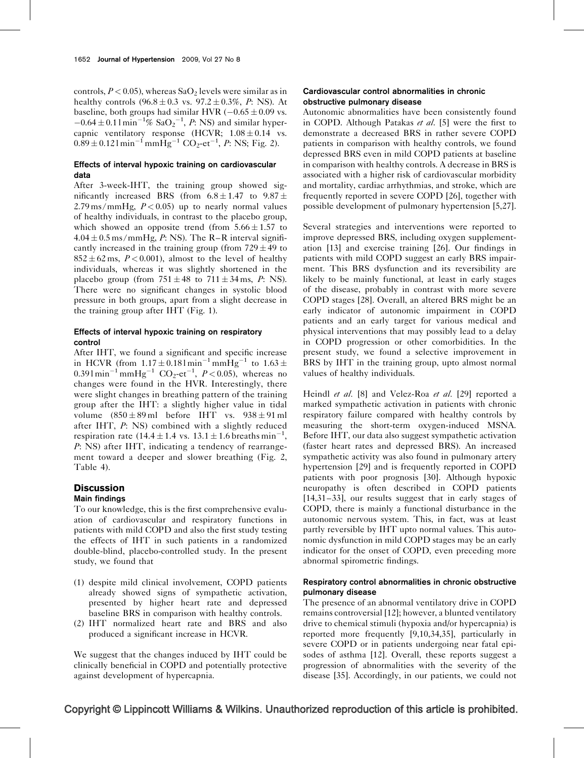controls, $P < 0.05$), whereas $SaO_2$ levels were similar as in healthy controls ($96.8 \pm 0.3$ vs. $97.2 \pm 0.3\%$, $P$: NS). At baseline, both groups had similar HVR ($-0.65 \pm 0.09$ vs. $-0.64 \pm 0.11\,l\,min^{-1}\%\ SaO_2^{-1}$, $P$: NS) and similar hypercapnic ventilatory response (HCVR; $1.08 \pm 0.14$ vs. $0.89 \pm 0.12\,l\,min^{-1}\,mmHg^{-1}\ CO_2\text{-et}^{-1}$, $P$: NS; Fig. 2).

#### Effects of interval hypoxic training on cardiovascular data

After 3-week-IHT, the training group showed significantly increased BRS (from $6.8 \pm 1.47$ to $9.87 \pm 2.79\,ms/mmHg$, $P < 0.05$) up to nearly normal values of healthy individuals, in contrast to the placebo group, which showed an opposite trend (from $5.66 \pm 1.57$ to $4.04 \pm 0.5\,ms/mmHg$, $P$: NS). The R–R interval significantly increased in the training group (from $729 \pm 49$ to $852 \pm 62\,ms$, $P < 0.001$), almost to the level of healthy individuals, whereas it was slightly shortened in the placebo group (from $751 \pm 48$ to $711 \pm 34\,ms$, $P$: NS). There were no significant changes in systolic blood pressure in both groups, apart from a slight decrease in the training group after IHT (Fig. 1).

#### Effects of interval hypoxic training on respiratory control

After IHT, we found a significant and specific increase in HCVR (from $1.17 \pm 0.18\,l\,min^{-1}\,mmHg^{-1}$ to $1.63 \pm 0.39\,l\,min^{-1}\,mmHg^{-1}\ CO_2\text{-et}^{-1}$, $P < 0.05$), whereas no changes were found in the HVR. Interestingly, there were slight changes in breathing pattern of the training group after the IHT: a slightly higher value in tidal volume ($850 \pm 89\,ml$ before IHT vs. $938 \pm 91\,ml$ after IHT, $P$: NS) combined with a slightly reduced respiration rate ($14.4 \pm 1.4$ vs. $13.1 \pm 1.6$ breaths $min^{-1}$, $P$: NS) after IHT, indicating a tendency of rearrangement toward a deeper and slower breathing (Fig. 2, Table 4).

## Discussion

### Main findings

To our knowledge, this is the first comprehensive evaluation of cardiovascular and respiratory functions in patients with mild COPD and also the first study testing the effects of IHT in such patients in a randomized double-blind, placebo-controlled study. In the present study, we found that

(1) despite mild clinical involvement, COPD patients already showed signs of sympathetic activation, presented by higher heart rate and depressed baseline BRS in comparison with healthy controls.
(2) IHT normalized heart rate and BRS and also produced a significant increase in HCVR.

We suggest that the changes induced by IHT could be clinically beneficial in COPD and potentially protective against development of hypercapnia.

#### Cardiovascular control abnormalities in chronic obstructive pulmonary disease

Autonomic abnormalities have been consistently found in COPD. Although Patakas *et al.* [5] were the first to demonstrate a decreased BRS in rather severe COPD patients in comparison with healthy controls, we found depressed BRS even in mild COPD patients at baseline in comparison with healthy controls. A decrease in BRS is associated with a higher risk of cardiovascular morbidity and mortality, cardiac arrhythmias, and stroke, which are frequently reported in severe COPD [26], together with possible development of pulmonary hypertension [5,27].

Several strategies and interventions were reported to improve depressed BRS, including oxygen supplementation [13] and exercise training [26]. Our findings in patients with mild COPD suggest an early BRS impairment. This BRS dysfunction and its reversibility are likely to be mainly functional, at least in early stages of the disease, probably in contrast with more severe COPD stages [28]. Overall, an altered BRS might be an early indicator of autonomic impairment in COPD patients and an early target for various medical and physical interventions that may possibly lead to a delay in COPD progression or other comorbidities. In the present study, we found a selective improvement in BRS by IHT in the training group, upto almost normal values of healthy individuals.

Heindl *et al.* [8] and Velez-Roa *et al.* [29] reported a marked sympathetic activation in patients with chronic respiratory failure compared with healthy controls by measuring the short-term oxygen-induced MSNA. Before IHT, our data also suggest sympathetic activation (faster heart rates and depressed BRS). An increased sympathetic activity was also found in pulmonary artery hypertension [29] and is frequently reported in COPD patients with poor prognosis [30]. Although hypoxic neuropathy is often described in COPD patients [14,31–33], our results suggest that in early stages of COPD, there is mainly a functional disturbance in the autonomic nervous system. This, in fact, was at least partly reversible by IHT upto normal values. This autonomic dysfunction in mild COPD stages may be an early indicator for the onset of COPD, even preceding more abnormal spirometric findings.

#### Respiratory control abnormalities in chronic obstructive pulmonary disease

The presence of an abnormal ventilatory drive in COPD remains controversial [12]; however, a blunted ventilatory drive to chemical stimuli (hypoxia and/or hypercapnia) is reported more frequently [9,10,34,35], particularly in severe COPD or in patients undergoing near fatal episodes of asthma [12]. Overall, these reports suggest a progression of abnormalities with the severity of the disease [35]. Accordingly, in our patients, we could not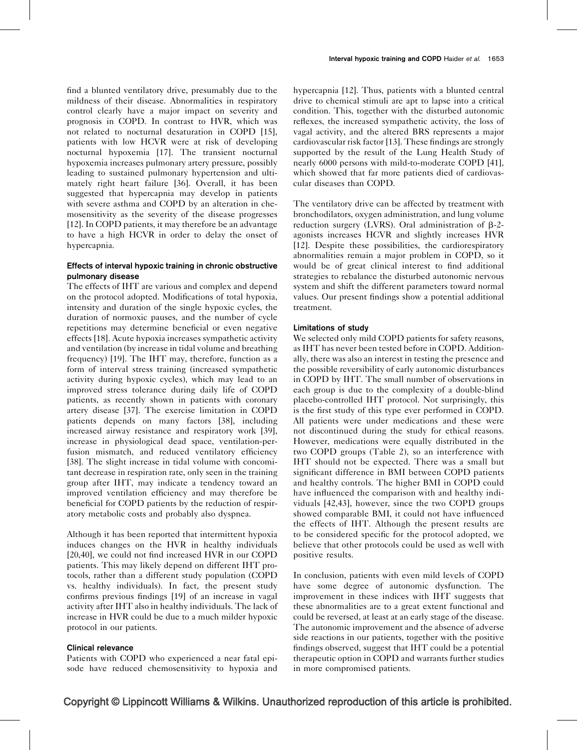find a blunted ventilatory drive, presumably due to the mildness of their disease. Abnormalities in respiratory control clearly have a major impact on severity and prognosis in COPD. In contrast to HVR, which was not related to nocturnal desaturation in COPD [15], patients with low HCVR were at risk of developing nocturnal hypoxemia [17]. The transient nocturnal hypoxemia increases pulmonary artery pressure, possibly leading to sustained pulmonary hypertension and ultimately right heart failure [36]. Overall, it has been suggested that hypercapnia may develop in patients with severe asthma and COPD by an alteration in chemosensitivity as the severity of the disease progresses [12]. In COPD patients, it may therefore be an advantage to have a high HCVR in order to delay the onset of hypercapnia.

#### Effects of interval hypoxic training in chronic obstructive pulmonary disease

The effects of IHT are various and complex and depend on the protocol adopted. Modifications of total hypoxia, intensity and duration of the single hypoxic cycles, the duration of normoxic pauses, and the number of cycle repetitions may determine beneficial or even negative effects [18]. Acute hypoxia increases sympathetic activity and ventilation (by increase in tidal volume and breathing frequency) [19]. The IHT may, therefore, function as a form of interval stress training (increased sympathetic activity during hypoxic cycles), which may lead to an improved stress tolerance during daily life of COPD patients, as recently shown in patients with coronary artery disease [37]. The exercise limitation in COPD patients depends on many factors [38], including increased airway resistance and respiratory work [39], increase in physiological dead space, ventilation-perfusion mismatch, and reduced ventilatory efficiency [38]. The slight increase in tidal volume with concomitant decrease in respiration rate, only seen in the training group after IHT, may indicate a tendency toward an improved ventilation efficiency and may therefore be beneficial for COPD patients by the reduction of respiratory metabolic costs and probably also dyspnea.

Although it has been reported that intermittent hypoxia induces changes on the HVR in healthy individuals [20,40], we could not find increased HVR in our COPD patients. This may likely depend on different IHT protocols, rather than a different study population (COPD vs. healthy individuals). In fact, the present study confirms previous findings [19] of an increase in vagal activity after IHT also in healthy individuals. The lack of increase in HVR could be due to a much milder hypoxic protocol in our patients.

#### Clinical relevance

Patients with COPD who experienced a near fatal episode have reduced chemosensitivity to hypoxia and hypercapnia [12]. Thus, patients with a blunted central drive to chemical stimuli are apt to lapse into a critical condition. This, together with the disturbed autonomic reflexes, the increased sympathetic activity, the loss of vagal activity, and the altered BRS represents a major cardiovascular risk factor [13]. These findings are strongly supported by the result of the Lung Health Study of nearly 6000 persons with mild-to-moderate COPD [41], which showed that far more patients died of cardiovascular diseases than COPD.

The ventilatory drive can be affected by treatment with bronchodilators, oxygen administration, and lung volume reduction surgery (LVRS). Oral administration of β-2-agonists increases HCVR and slightly increases HVR [12]. Despite these possibilities, the cardiorespiratory abnormalities remain a major problem in COPD, so it would be of great clinical interest to find additional strategies to rebalance the disturbed autonomic nervous system and shift the different parameters toward normal values. Our present findings show a potential additional treatment.

#### Limitations of study

We selected only mild COPD patients for safety reasons, as IHT has never been tested before in COPD. Additionally, there was also an interest in testing the presence and the possible reversibility of early autonomic disturbances in COPD by IHT. The small number of observations in each group is due to the complexity of a double-blind placebo-controlled IHT protocol. Not surprisingly, this is the first study of this type ever performed in COPD. All patients were under medications and these were not discontinued during the study for ethical reasons. However, medications were equally distributed in the two COPD groups (Table 2), so an interference with IHT should not be expected. There was a small but significant difference in BMI between COPD patients and healthy controls. The higher BMI in COPD could have influenced the comparison with and healthy individuals [42,43], however, since the two COPD groups showed comparable BMI, it could not have influenced the effects of IHT. Although the present results are to be considered specific for the protocol adopted, we believe that other protocols could be used as well with positive results.

In conclusion, patients with even mild levels of COPD have some degree of autonomic dysfunction. The improvement in these indices with IHT suggests that these abnormalities are to a great extent functional and could be reversed, at least at an early stage of the disease. The autonomic improvement and the absence of adverse side reactions in our patients, together with the positive findings observed, suggest that IHT could be a potential therapeutic option in COPD and warrants further studies in more compromised patients.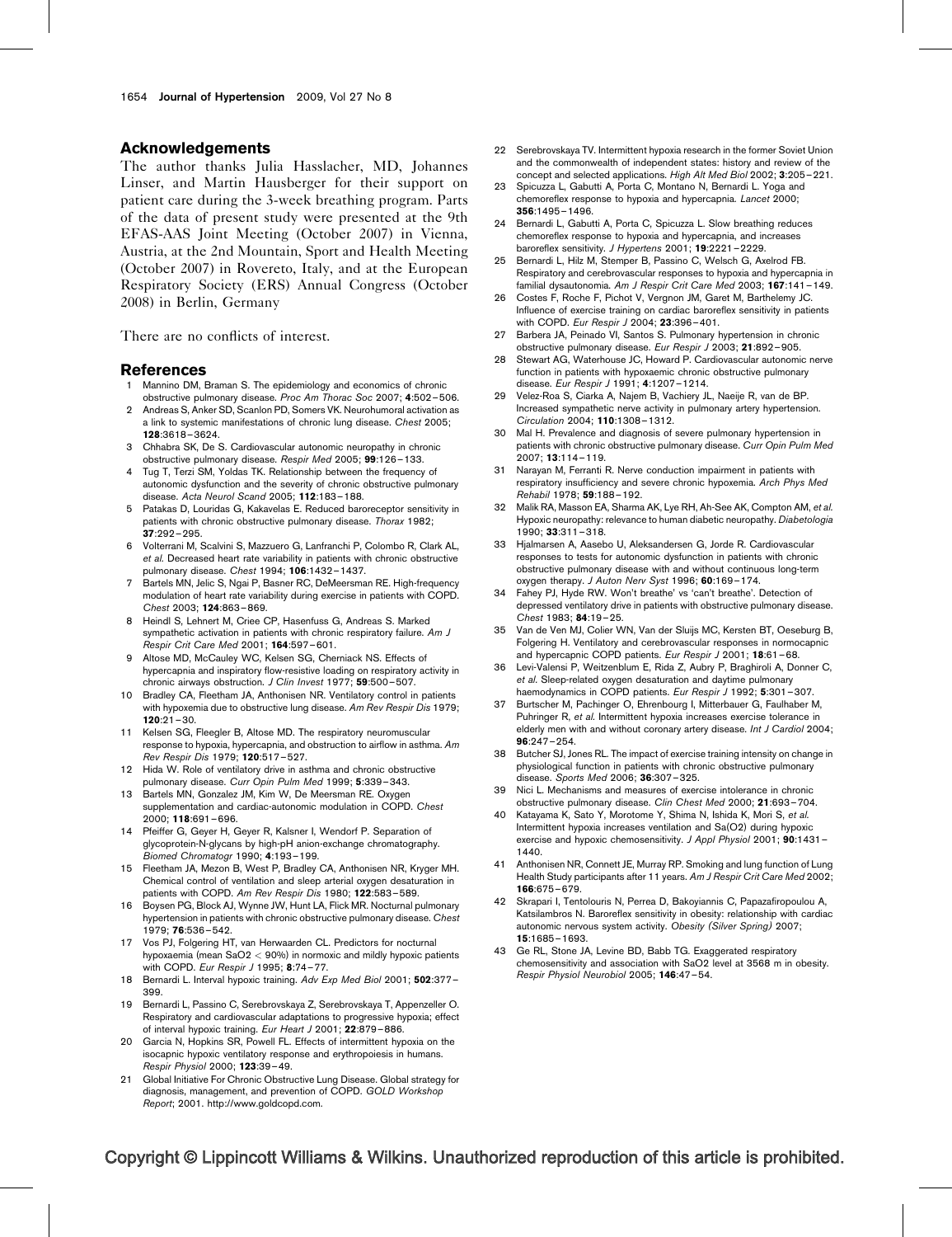## Acknowledgements

The author thanks Julia Hasslacher, MD, Johannes Linser, and Martin Hausberger for their support on patient care during the 3-week breathing program. Parts of the data of present study were presented at the 9th EFAS-AAS Joint Meeting (October 2007) in Vienna, Austria, at the 2nd Mountain, Sport and Health Meeting (October 2007) in Rovereto, Italy, and at the European Respiratory Society (ERS) Annual Congress (October 2008) in Berlin, Germany

There are no conflicts of interest.

## References

1. Mannino DM, Braman S. The epidemiology and economics of chronic obstructive pulmonary disease. *Proc Am Thorac Soc* 2007; **4**:502–506.
2. Andreas S, Anker SD, Scanlon PD, Somers VK. Neurohumoral activation as a link to systemic manifestations of chronic lung disease. *Chest* 2005; **128**:3618–3624.
3. Chhabra SK, De S. Cardiovascular autonomic neuropathy in chronic obstructive pulmonary disease. *Respir Med* 2005; **99**:126–133.
4. Tug T, Terzi SM, Yoldas TK. Relationship between the frequency of autonomic dysfunction and the severity of chronic obstructive pulmonary disease. *Acta Neurol Scand* 2005; **112**:183–188.
5. Patakas D, Louridas G, Kakavelas E. Reduced baroreceptor sensitivity in patients with chronic obstructive pulmonary disease. *Thorax* 1982; **37**:292–295.
6. Volterrani M, Scalvini S, Mazzuero G, Lanfranchi P, Colombo R, Clark AL, *et al*. Decreased heart rate variability in patients with chronic obstructive pulmonary disease. *Chest* 1994; **106**:1432–1437.
7. Bartels MN, Jelic S, Ngai P, Basner RC, DeMeersman RE. High-frequency modulation of heart rate variability during exercise in patients with COPD. *Chest* 2003; **124**:863–869.
8. Heindl S, Lehnert M, Criee CP, Hasenfuss G, Andreas S. Marked sympathetic activation in patients with chronic respiratory failure. *Am J Respir Crit Care Med* 2001; **164**:597–601.
9. Altose MD, McCauley WC, Kelsen SG, Cherniack NS. Effects of hypercapnia and inspiratory flow-resistive loading on respiratory activity in chronic airways obstruction. *J Clin Invest* 1977; **59**:500–507.
10. Bradley CA, Fleetham JA, Anthonisen NR. Ventilatory control in patients with hypoxemia due to obstructive lung disease. *Am Rev Respir Dis* 1979; **120**:21–30.
11. Kelsen SG, Fleegler B, Altose MD. The respiratory neuromuscular response to hypoxia, hypercapnia, and obstruction to airflow in asthma. *Am Rev Respir Dis* 1979; **120**:517–527.
12. Hida W. Role of ventilatory drive in asthma and chronic obstructive pulmonary disease. *Curr Opin Pulm Med* 1999; **5**:339–343.
13. Bartels MN, Gonzalez JM, Kim W, De Meersman RE. Oxygen supplementation and cardiac-autonomic modulation in COPD. *Chest* 2000; **118**:691–696.
14. Pfeiffer G, Geyer H, Geyer R, Kalsner I, Wendorf P. Separation of glycoprotein-N-glycans by high-pH anion-exchange chromatography. *Biomed Chromatogr* 1990; **4**:193–199.
15. Fleetham JA, Mezon B, West P, Bradley CA, Anthonisen NR, Kryger MH. Chemical control of ventilation and sleep arterial oxygen desaturation in patients with COPD. *Am Rev Respir Dis* 1980; **122**:583–589.
16. Boysen PG, Block AJ, Wynne JW, Hunt LA, Flick MR. Nocturnal pulmonary hypertension in patients with chronic obstructive pulmonary disease. *Chest* 1979; **76**:536–542.
17. Vos PJ, Folgering HT, van Herwaarden CL. Predictors for nocturnal hypoxaemia (mean SaO2 $<$ 90%) in normoxic and mildly hypoxic patients with COPD. *Eur Respir J* 1995; **8**:74–77.
18. Bernardi L. Interval hypoxic training. *Adv Exp Med Biol* 2001; **502**:377–399.
19. Bernardi L, Passino C, Serebrovskaya Z, Serebrovskaya T, Appenzeller O. Respiratory and cardiovascular adaptations to progressive hypoxia; effect of interval hypoxic training. *Eur Heart J* 2001; **22**:879–886.
20. Garcia N, Hopkins SR, Powell FL. Effects of intermittent hypoxia on the isocapnic hypoxic ventilatory response and erythropoiesis in humans. *Respir Physiol* 2000; **123**:39–49.
21. Global Initiative For Chronic Obstructive Lung Disease. Global strategy for diagnosis, management, and prevention of COPD. *GOLD Workshop Report*; 2001. http://www.goldcopd.com.
22. Serebrovskaya TV. Intermittent hypoxia research in the former Soviet Union and the commonwealth of independent states: history and review of the concept and selected applications. *High Alt Med Biol* 2002; **3**:205–221.
23. Spicuzza L, Gabutti A, Porta C, Montano N, Bernardi L. Yoga and chemoreflex response to hypoxia and hypercapnia. *Lancet* 2000; **356**:1495–1496.
24. Bernardi L, Gabutti A, Porta C, Spicuzza L. Slow breathing reduces chemoreflex response to hypoxia and hypercapnia, and increases baroreflex sensitivity. *J Hypertens* 2001; **19**:2221–2229.
25. Bernardi L, Hilz M, Stemper B, Passino C, Welsch G, Axelrod FB. Respiratory and cerebrovascular responses to hypoxia and hypercapnia in familial dysautonomia. *Am J Respir Crit Care Med* 2003; **167**:141–149.
26. Costes F, Roche F, Pichot V, Vergnon JM, Garet M, Barthelemy JC. Influence of exercise training on cardiac baroreflex sensitivity in patients with COPD. *Eur Respir J* 2004; **23**:396–401.
27. Barbera JA, Peinado VI, Santos S. Pulmonary hypertension in chronic obstructive pulmonary disease. *Eur Respir J* 2003; **21**:892–905.
28. Stewart AG, Waterhouse JC, Howard P. Cardiovascular autonomic nerve function in patients with hypoxaemic chronic obstructive pulmonary disease. *Eur Respir J* 1991; **4**:1207–1214.
29. Velez-Roa S, Ciarka A, Najem B, Vachiery JL, Naeije R, van de BP. Increased sympathetic nerve activity in pulmonary artery hypertension. *Circulation* 2004; **110**:1308–1312.
30. Mal H. Prevalence and diagnosis of severe pulmonary hypertension in patients with chronic obstructive pulmonary disease. *Curr Opin Pulm Med* 2007; **13**:114–119.
31. Narayan M, Ferranti R. Nerve conduction impairment in patients with respiratory insufficiency and severe chronic hypoxemia. *Arch Phys Med Rehabil* 1978; **59**:188–192.
32. Malik RA, Masson EA, Sharma AK, Lye RH, Ah-See AK, Compton AM, *et al*. Hypoxic neuropathy: relevance to human diabetic neuropathy. *Diabetologia* 1990; **33**:311–318.
33. Hjalmarsen A, Aasebo U, Aleksandersen G, Jorde R. Cardiovascular responses to tests for autonomic dysfunction in patients with chronic obstructive pulmonary disease with and without continuous long-term oxygen therapy. *J Auton Nerv Syst* 1996; **60**:169–174.
34. Fahey PJ, Hyde RW. Won't breathe' vs 'can't breathe'. Detection of depressed ventilatory drive in patients with obstructive pulmonary disease. *Chest* 1983; **84**:19–25.
35. Van de Ven MJ, Colier WN, Van der Sluijs MC, Kersten BT, Oeseburg B, Folgering H. Ventilatory and cerebrovascular responses in normocapnic and hypercapnic COPD patients. *Eur Respir J* 2001; **18**:61–68.
36. Levi-Valensi P, Weitzenblum E, Rida Z, Aubry P, Braghiroli A, Donner C, *et al*. Sleep-related oxygen desaturation and daytime pulmonary haemodynamics in COPD patients. *Eur Respir J* 1992; **5**:301–307.
37. Burtscher M, Pachinger O, Ehrenbourg I, Mitterbauer G, Faulhaber M, Puhringer R, *et al*. Intermittent hypoxia increases exercise tolerance in elderly men with and without coronary artery disease. *Int J Cardiol* 2004; **96**:247–254.
38. Butcher SJ, Jones RL. The impact of exercise training intensity on change in physiological function in patients with chronic obstructive pulmonary disease. *Sports Med* 2006; **36**:307–325.
39. Nici L. Mechanisms and measures of exercise intolerance in chronic obstructive pulmonary disease. *Clin Chest Med* 2000; **21**:693–704.
40. Katayama K, Sato Y, Morotome Y, Shima N, Ishida K, Mori S, *et al*. Intermittent hypoxia increases ventilation and Sa(O2) during hypoxic exercise and hypoxic chemosensitivity. *J Appl Physiol* 2001; **90**:1431–1440.
41. Anthonisen NR, Connett JE, Murray RP. Smoking and lung function of Lung Health Study participants after 11 years. *Am J Respir Crit Care Med* 2002; **166**:675–679.
42. Skrapari I, Tentolouris N, Perrea D, Bakoyiannis C, Papazafiropoulou A, Katsilambros N. Baroreflex sensitivity in obesity: relationship with cardiac autonomic nervous system activity. *Obesity (Silver Spring)* 2007; **15**:1685–1693.
43. Ge RL, Stone JA, Levine BD, Babb TG. Exaggerated respiratory chemosensitivity and association with SaO2 level at 3568 m in obesity. *Respir Physiol Neurobiol* 2005; **146**:47–54.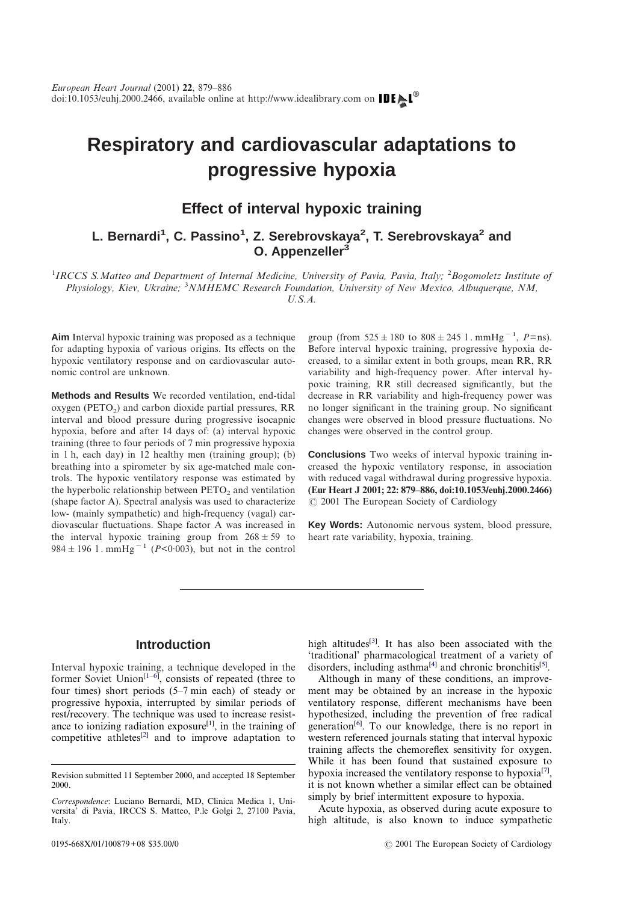# Respiratory and cardiovascular adaptations to progressive hypoxia

## Effect of interval hypoxic training

**L. Bernardi[1], C. Passino[1], Z. Serebrovskaya[2], T. Serebrovskaya[2] and O. Appenzeller[3]**

[1]*IRCCS S.Matteo and Department of Internal Medicine, University of Pavia, Pavia, Italy;* [2]*Bogomoletz Institute of Physiology, Kiev, Ukraine;* [3]*NMHEMC Research Foundation, University of New Mexico, Albuquerque, NM, U.S.A.*

**Aim** Interval hypoxic training was proposed as a technique for adapting hypoxia of various origins. Its effects on the hypoxic ventilatory response and on cardiovascular autonomic control are unknown.

**Methods and Results** We recorded ventilation, end-tidal oxygen ($PETO_2$) and carbon dioxide partial pressures, RR interval and blood pressure during progressive isocapnic hypoxia, before and after 14 days of: (a) interval hypoxic training (three to four periods of 7 min progressive hypoxia in 1 h, each day) in 12 healthy men (training group); (b) breathing into a spirometer by six age-matched male controls. The hypoxic ventilatory response was estimated by the hyperbolic relationship between $PETO_2$ and ventilation (shape factor A). Spectral analysis was used to characterize low- (mainly sympathetic) and high-frequency (vagal) cardiovascular fluctuations. Shape factor A was increased in the interval hypoxic training group from $268 \pm 59$ to $984 \pm 196$ l . $mmHg^{-1}$ ($P<0{\cdot}003$), but not in the control group (from $525 \pm 180$ to $808 \pm 245$ l . $mmHg^{-1}$, $P$=ns). Before interval hypoxic training, progressive hypoxia decreased, to a similar extent in both groups, mean RR, RR variability and high-frequency power. After interval hypoxic training, RR still decreased significantly, but the decrease in RR variability and high-frequency power was no longer significant in the training group. No significant changes were observed in blood pressure fluctuations. No changes were observed in the control group.

**Conclusions** Two weeks of interval hypoxic training increased the hypoxic ventilatory response, in association with reduced vagal withdrawal during progressive hypoxia. **(Eur Heart J 2001; 22: 879–886, doi:10.1053/euhj.2000.2466)** © 2001 The European Society of Cardiology

**Key Words:** Autonomic nervous system, blood pressure, heart rate variability, hypoxia, training.

## Introduction

Interval hypoxic training, a technique developed in the former Soviet Union[1–6], consists of repeated (three to four times) short periods (5–7 min each) of steady or progressive hypoxia, interrupted by similar periods of rest/recovery. The technique was used to increase resistance to ionizing radiation exposure[1], in the training of competitive athletes[2] and to improve adaptation to high altitudes[3]. It has also been associated with the 'traditional' pharmacological treatment of a variety of disorders, including asthma[4] and chronic bronchitis[5].

Although in many of these conditions, an improvement may be obtained by an increase in the hypoxic ventilatory response, different mechanisms have been hypothesized, including the prevention of free radical generation[6]. To our knowledge, there is no report in western referenced journals stating that interval hypoxic training affects the chemoreflex sensitivity for oxygen. While it has been found that sustained exposure to hypoxia increased the ventilatory response to hypoxia[7], it is not known whether a similar effect can be obtained simply by brief intermittent exposure to hypoxia.

Acute hypoxia, as observed during acute exposure to high altitude, is also known to induce sympathetic

Revision submitted 11 September 2000, and accepted 18 September 2000.

*Correspondence*: Luciano Bernardi, MD, Clinica Medica 1, Universita' di Pavia, IRCCS S. Matteo, P.le Golgi 2, 27100 Pavia, Italy.

0195-668X/01/100879+08 $35.00/0 © 2001 The European Society of Cardiology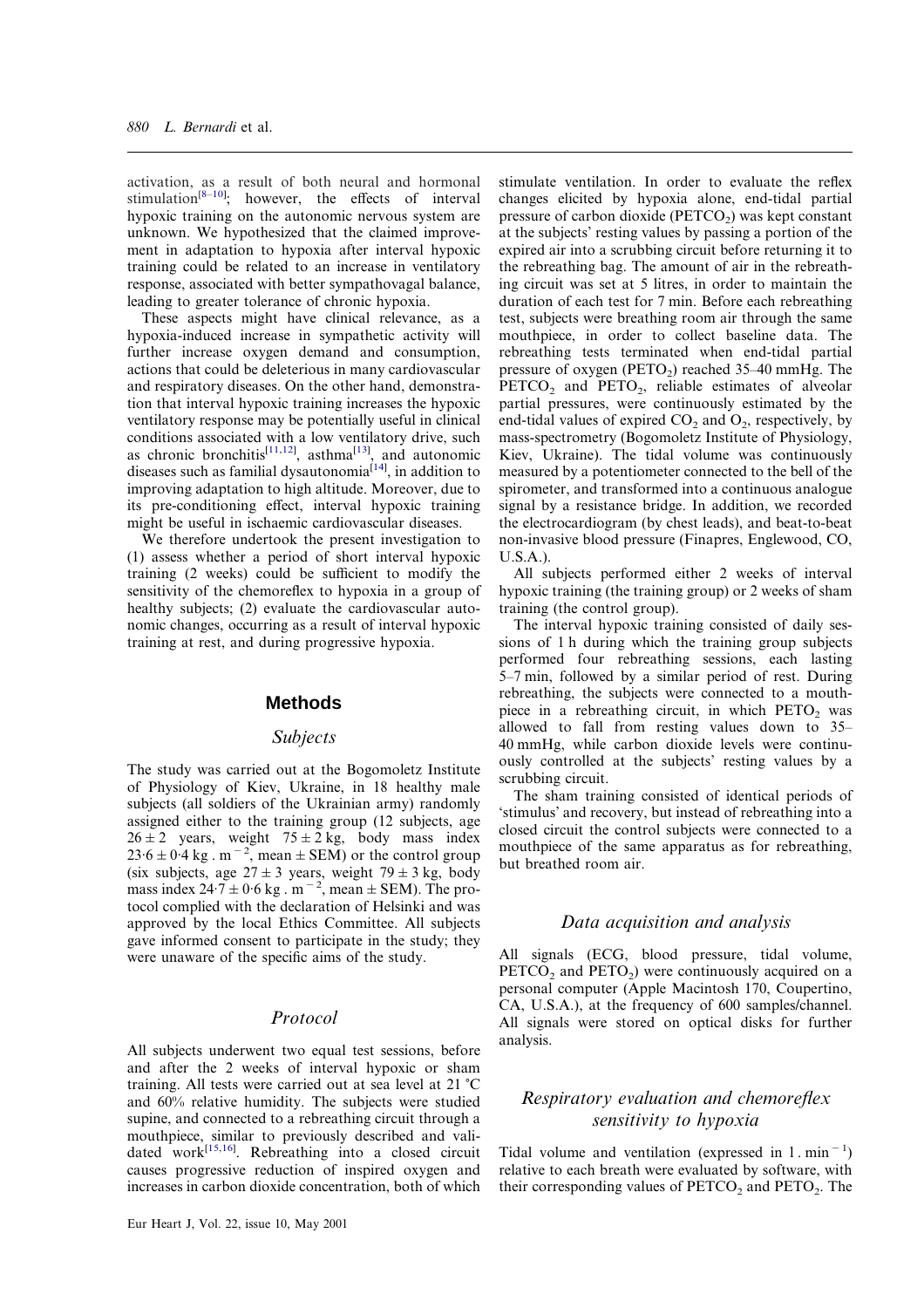activation, as a result of both neural and hormonal stimulation[8–10]; however, the effects of interval hypoxic training on the autonomic nervous system are unknown. We hypothesized that the claimed improvement in adaptation to hypoxia after interval hypoxic training could be related to an increase in ventilatory response, associated with better sympathovagal balance, leading to greater tolerance of chronic hypoxia.

These aspects might have clinical relevance, as a hypoxia-induced increase in sympathetic activity will further increase oxygen demand and consumption, actions that could be deleterious in many cardiovascular and respiratory diseases. On the other hand, demonstration that interval hypoxic training increases the hypoxic ventilatory response may be potentially useful in clinical conditions associated with a low ventilatory drive, such as chronic bronchitis[11,12], asthma[13], and autonomic diseases such as familial dysautonomia[14], in addition to improving adaptation to high altitude. Moreover, due to its pre-conditioning effect, interval hypoxic training might be useful in ischaemic cardiovascular diseases.

We therefore undertook the present investigation to (1) assess whether a period of short interval hypoxic training (2 weeks) could be sufficient to modify the sensitivity of the chemoreflex to hypoxia in a group of healthy subjects; (2) evaluate the cardiovascular autonomic changes, occurring as a result of interval hypoxic training at rest, and during progressive hypoxia.

## Methods

### *Subjects*

The study was carried out at the Bogomoletz Institute of Physiology of Kiev, Ukraine, in 18 healthy male subjects (all soldiers of the Ukrainian army) randomly assigned either to the training group (12 subjects, age $26 \pm 2$ years, weight $75 \pm 2$ kg, body mass index $23{\cdot}6 \pm 0{\cdot}4$ kg . m$^{-2}$, mean ± SEM) or the control group (six subjects, age $27 \pm 3$ years, weight $79 \pm 3$ kg, body mass index $24{\cdot}7 \pm 0{\cdot}6$ kg . m$^{-2}$, mean ± SEM). The protocol complied with the declaration of Helsinki and was approved by the local Ethics Committee. All subjects gave informed consent to participate in the study; they were unaware of the specific aims of the study.

### *Protocol*

All subjects underwent two equal test sessions, before and after the 2 weeks of interval hypoxic or sham training. All tests were carried out at sea level at 21 °C and 60% relative humidity. The subjects were studied supine, and connected to a rebreathing circuit through a mouthpiece, similar to previously described and validated work[15,16]. Rebreathing into a closed circuit causes progressive reduction of inspired oxygen and increases in carbon dioxide concentration, both of which stimulate ventilation. In order to evaluate the reflex changes elicited by hypoxia alone, end-tidal partial pressure of carbon dioxide ($PETCO_2$) was kept constant at the subjects' resting values by passing a portion of the expired air into a scrubbing circuit before returning it to the rebreathing bag. The amount of air in the rebreathing circuit was set at 5 litres, in order to maintain the duration of each test for 7 min. Before each rebreathing test, subjects were breathing room air through the same mouthpiece, in order to collect baseline data. The rebreathing tests terminated when end-tidal partial pressure of oxygen ($PETO_2$) reached 35–40 mmHg. The $PETCO_2$ and $PETO_2$, reliable estimates of alveolar partial pressures, were continuously estimated by the end-tidal values of expired $CO_2$ and $O_2$, respectively, by mass-spectrometry (Bogomoletz Institute of Physiology, Kiev, Ukraine). The tidal volume was continuously measured by a potentiometer connected to the bell of the spirometer, and transformed into a continuous analogue signal by a resistance bridge. In addition, we recorded the electrocardiogram (by chest leads), and beat-to-beat non-invasive blood pressure (Finapres, Englewood, CO, U.S.A.).

All subjects performed either 2 weeks of interval hypoxic training (the training group) or 2 weeks of sham training (the control group).

The interval hypoxic training consisted of daily sessions of 1 h during which the training group subjects performed four rebreathing sessions, each lasting 5–7 min, followed by a similar period of rest. During rebreathing, the subjects were connected to a mouthpiece in a rebreathing circuit, in which $PETO_2$ was allowed to fall from resting values down to 35–40 mmHg, while carbon dioxide levels were continuously controlled at the subjects' resting values by a scrubbing circuit.

The sham training consisted of identical periods of 'stimulus' and recovery, but instead of rebreathing into a closed circuit the control subjects were connected to a mouthpiece of the same apparatus as for rebreathing, but breathed room air.

### *Data acquisition and analysis*

All signals (ECG, blood pressure, tidal volume, $PETCO_2$ and $PETO_2$) were continuously acquired on a personal computer (Apple Macintosh 170, Coupertino, CA, U.S.A.), at the frequency of 600 samples/channel. All signals were stored on optical disks for further analysis.

### *Respiratory evaluation and chemoreflex sensitivity to hypoxia*

Tidal volume and ventilation (expressed in l . min$^{-1}$) relative to each breath were evaluated by software, with their corresponding values of $PETCO_2$ and $PETO_2$. The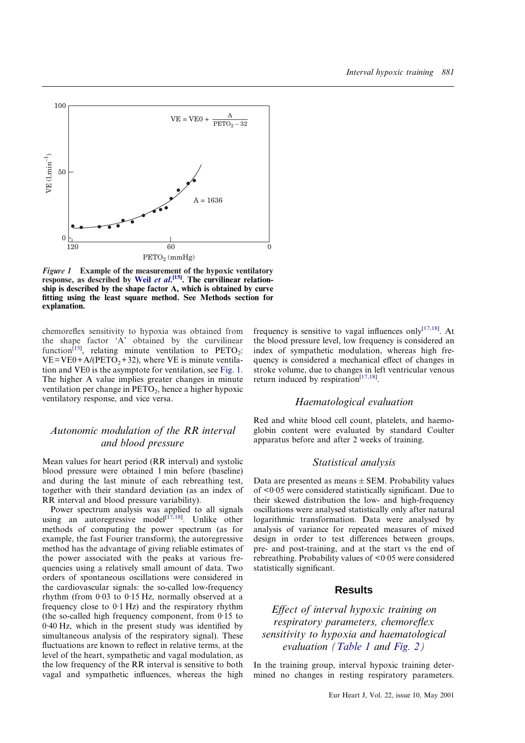*Figure 1* **Example of the measurement of the hypoxic ventilatory response, as described by Weil *et al*.[15]. The curvilinear relationship is described by the shape factor A, which is obtained by curve fitting using the least square method. See Methods section for explanation.**

chemoreflex sensitivity to hypoxia was obtained from the shape factor 'A' obtained by the curvilinear function[15], relating minute ventilation to $PETO_2$: $VE = VE0 + A/(PETO_2 + 32)$, where VE is minute ventilation and VE0 is the asymptote for ventilation, see Fig. 1. The higher A value implies greater changes in minute ventilation per change in $PETO_2$, hence a higher hypoxic ventilatory response, and vice versa.

### *Autonomic modulation of the RR interval and blood pressure*

Mean values for heart period (RR interval) and systolic blood pressure were obtained 1 min before (baseline) and during the last minute of each rebreathing test, together with their standard deviation (as an index of RR interval and blood pressure variability).

Power spectrum analysis was applied to all signals using an autoregressive model[17,18]. Unlike other methods of computing the power spectrum (as for example, the fast Fourier transform), the autoregressive method has the advantage of giving reliable estimates of the power associated with the peaks at various frequencies using a relatively small amount of data. Two orders of spontaneous oscillations were considered in the cardiovascular signals: the so-called low-frequency rhythm (from 0·03 to 0·15 Hz, normally observed at a frequency close to 0·1 Hz) and the respiratory rhythm (the so-called high frequency component, from 0·15 to 0·40 Hz, which in the present study was identified by simultaneous analysis of the respiratory signal). These fluctuations are known to reflect in relative terms, at the level of the heart, sympathetic and vagal modulation, as the low frequency of the RR interval is sensitive to both vagal and sympathetic influences, whereas the high frequency is sensitive to vagal influences only[17,18]. At the blood pressure level, low frequency is considered an index of sympathetic modulation, whereas high frequency is considered a mechanical effect of changes in stroke volume, due to changes in left ventricular venous return induced by respiration[17,18].

### *Haematological evaluation*

Red and white blood cell count, platelets, and haemoglobin content were evaluated by standard Coulter apparatus before and after 2 weeks of training.

### *Statistical analysis*

Data are presented as means ± SEM. Probability values of <0·05 were considered statistically significant. Due to their skewed distribution the low- and high-frequency oscillations were analysed statistically only after natural logarithmic transformation. Data were analysed by analysis of variance for repeated measures of mixed design in order to test differences between groups, pre- and post-training, and at the start vs the end of rebreathing. Probability values of <0·05 were considered statistically significant.

## Results

### *Effect of interval hypoxic training on respiratory parameters, chemoreflex sensitivity to hypoxia and haematological evaluation (Table 1 and Fig. 2)*

In the training group, interval hypoxic training determined no changes in resting respiratory parameters.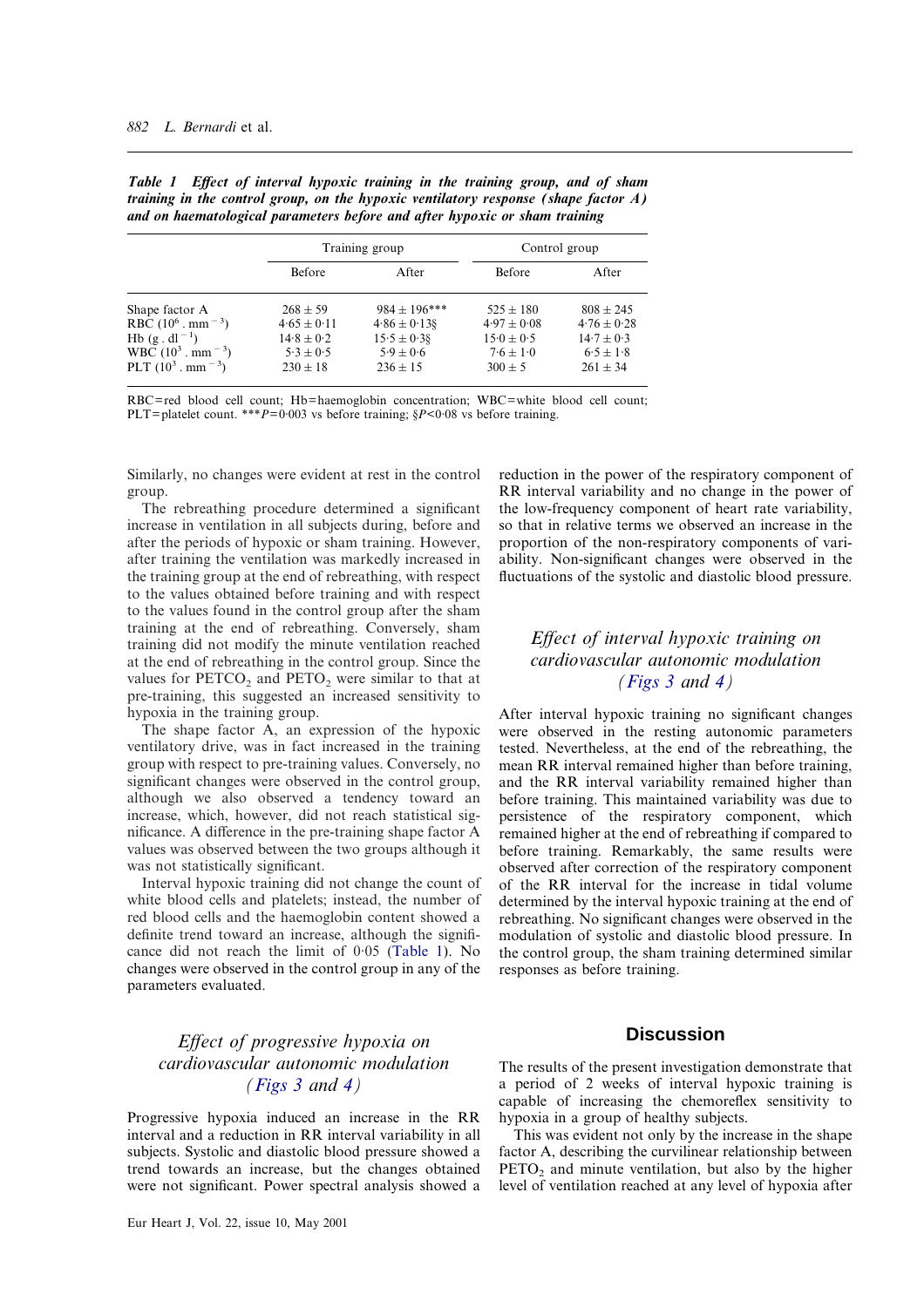***Table 1** Effect of interval hypoxic training in the training group, and of sham training in the control group, on the hypoxic ventilatory response (shape factor A) and on haematological parameters before and after hypoxic or sham training*

| | Training group | | Control group | |
|---|---|---|---|---|
| | Before | After | Before | After |
| Shape factor A | 268 ± 59 | 984 ± 196*** | 525 ± 180 | 808 ± 245 |
| RBC ($10^6$ . $mm^{-3}$) | 4·65 ± 0·11 | 4·86 ± 0·13§ | 4·97 ± 0·08 | 4·76 ± 0·28 |
| Hb (g . $dl^{-1}$) | 14·8 ± 0·2 | 15·5 ± 0·3§ | 15·0 ± 0·5 | 14·7 ± 0·3 |
| WBC ($10^3$ . $mm^{-3}$) | 5·3 ± 0·5 | 5·9 ± 0·6 | 7·6 ± 1·0 | 6·5 ± 1·8 |
| PLT ($10^3$ . $mm^{-3}$) | 230 ± 18 | 236 ± 15 | 300 ± 5 | 261 ± 34 |

RBC=red blood cell count; Hb=haemoglobin concentration; WBC=white blood cell count; PLT=platelet count. ***$P$=0·003 vs before training; §$P$<0·08 vs before training.

Similarly, no changes were evident at rest in the control group.

The rebreathing procedure determined a significant increase in ventilation in all subjects during, before and after the periods of hypoxic or sham training. However, after training the ventilation was markedly increased in the training group at the end of rebreathing, with respect to the values obtained before training and with respect to the values found in the control group after the sham training at the end of rebreathing. Conversely, sham training did not modify the minute ventilation reached at the end of rebreathing in the control group. Since the values for $PETCO_2$ and $PETO_2$ were similar to that at pre-training, this suggested an increased sensitivity to hypoxia in the training group.

The shape factor A, an expression of the hypoxic ventilatory drive, was in fact increased in the training group with respect to pre-training values. Conversely, no significant changes were observed in the control group, although we also observed a tendency toward an increase, which, however, did not reach statistical significance. A difference in the pre-training shape factor A values was observed between the two groups although it was not statistically significant.

Interval hypoxic training did not change the count of white blood cells and platelets; instead, the number of red blood cells and the haemoglobin content showed a definite trend toward an increase, although the significance did not reach the limit of 0·05 (Table 1). No changes were observed in the control group in any of the parameters evaluated.

### *Effect of progressive hypoxia on cardiovascular autonomic modulation (Figs 3 and 4)*

Progressive hypoxia induced an increase in the RR interval and a reduction in RR interval variability in all subjects. Systolic and diastolic blood pressure showed a trend towards an increase, but the changes obtained were not significant. Power spectral analysis showed a reduction in the power of the respiratory component of RR interval variability and no change in the power of the low-frequency component of heart rate variability, so that in relative terms we observed an increase in the proportion of the non-respiratory components of variability. Non-significant changes were observed in the fluctuations of the systolic and diastolic blood pressure.

### *Effect of interval hypoxic training on cardiovascular autonomic modulation (Figs 3 and 4)*

After interval hypoxic training no significant changes were observed in the resting autonomic parameters tested. Nevertheless, at the end of the rebreathing, the mean RR interval remained higher than before training, and the RR interval variability remained higher than before training. This maintained variability was due to persistence of the respiratory component, which remained higher at the end of rebreathing if compared to before training. Remarkably, the same results were observed after correction of the respiratory component of the RR interval for the increase in tidal volume determined by the interval hypoxic training at the end of rebreathing. No significant changes were observed in the modulation of systolic and diastolic blood pressure. In the control group, the sham training determined similar responses as before training.

## Discussion

The results of the present investigation demonstrate that a period of 2 weeks of interval hypoxic training is capable of increasing the chemoreflex sensitivity to hypoxia in a group of healthy subjects.

This was evident not only by the increase in the shape factor A, describing the curvilinear relationship between $PETO_2$ and minute ventilation, but also by the higher level of ventilation reached at any level of hypoxia after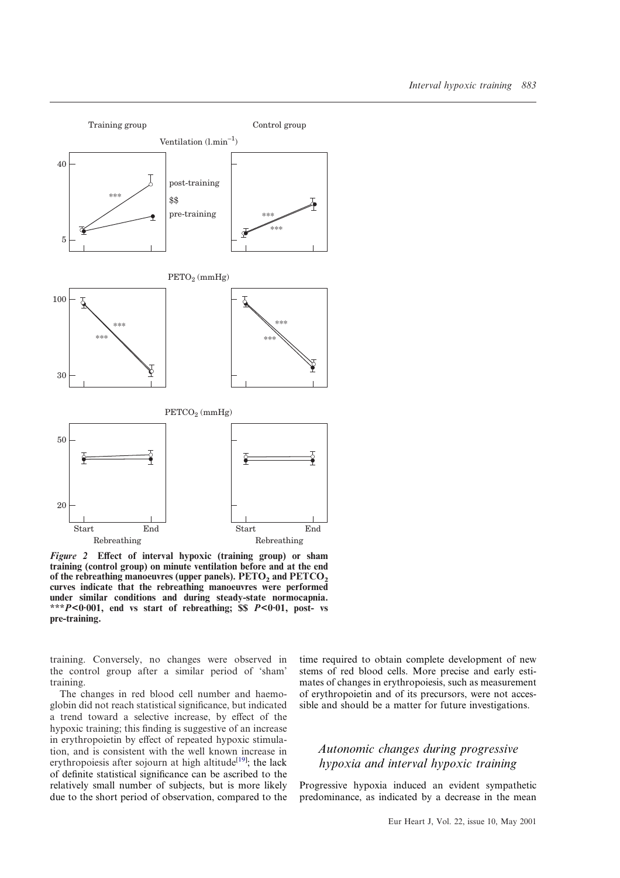Figure 2 Effect of interval hypoxic (training group) or sham training (control group) on minute ventilation before and at the end of the rebreathing manoeuvres (upper panels). $PETO_2$ and $PETCO_2$ curves indicate that the rebreathing manoeuvres were performed under similar conditions and during steady-state normocapnia. ***$P<0·001$, end vs start of rebreathing; $$ $P<0·01$, post- vs pre-training.

training. Conversely, no changes were observed in the control group after a similar period of 'sham' training.

The changes in red blood cell number and haemoglobin did not reach statistical significance, but indicated a trend toward a selective increase, by effect of the hypoxic training; this finding is suggestive of an increase in erythropoietin by effect of repeated hypoxic stimulation, and is consistent with the well known increase in erythropoiesis after sojourn at high altitude[19]; the lack of definite statistical significance can be ascribed to the relatively small number of subjects, but is more likely due to the short period of observation, compared to the time required to obtain complete development of new stems of red blood cells. More precise and early estimates of changes in erythropoiesis, such as measurement of erythropoietin and of its precursors, were not accessible and should be a matter for future investigations.

## Autonomic changes during progressive hypoxia and interval hypoxic training

Progressive hypoxia induced an evident sympathetic predominance, as indicated by a decrease in the mean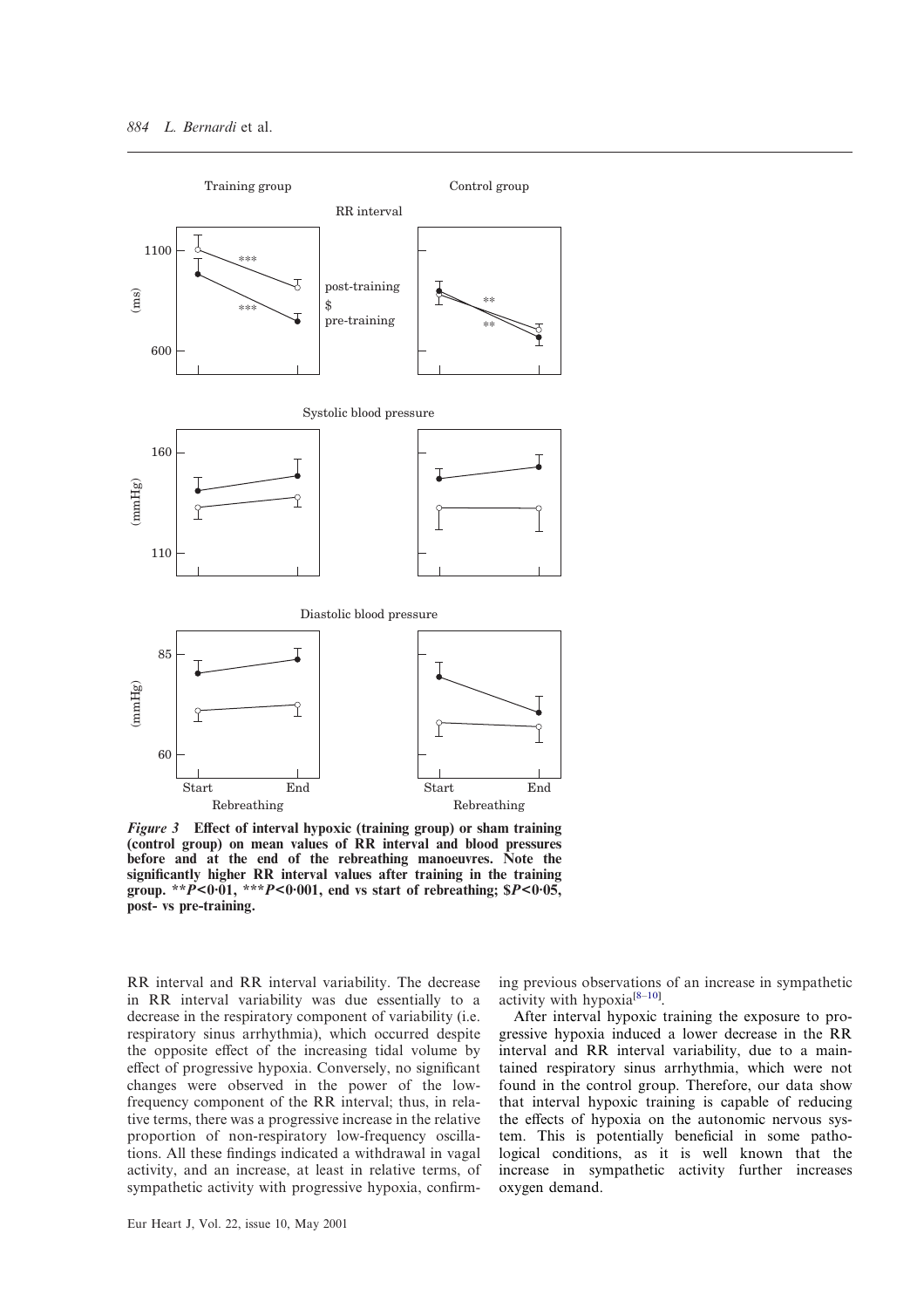*Figure 3* **Effect of interval hypoxic (training group) or sham training (control group) on mean values of RR interval and blood pressures before and at the end of the rebreathing manoeuvres. Note the significantly higher RR interval values after training in the training group. **$P<0·01$, ***$P<0·001$, end vs start of rebreathing; $$P<0·05$, post- vs pre-training.**

RR interval and RR interval variability. The decrease in RR interval variability was due essentially to a decrease in the respiratory component of variability (i.e. respiratory sinus arrhythmia), which occurred despite the opposite effect of the increasing tidal volume by effect of progressive hypoxia. Conversely, no significant changes were observed in the power of the low-frequency component of the RR interval; thus, in relative terms, there was a progressive increase in the relative proportion of non-respiratory low-frequency oscillations. All these findings indicated a withdrawal in vagal activity, and an increase, at least in relative terms, of sympathetic activity with progressive hypoxia, confirming previous observations of an increase in sympathetic activity with hypoxia[8–10].

After interval hypoxic training the exposure to progressive hypoxia induced a lower decrease in the RR interval and RR interval variability, due to a maintained respiratory sinus arrhythmia, which were not found in the control group. Therefore, our data show that interval hypoxic training is capable of reducing the effects of hypoxia on the autonomic nervous system. This is potentially beneficial in some pathological conditions, as it is well known that the increase in sympathetic activity further increases oxygen demand.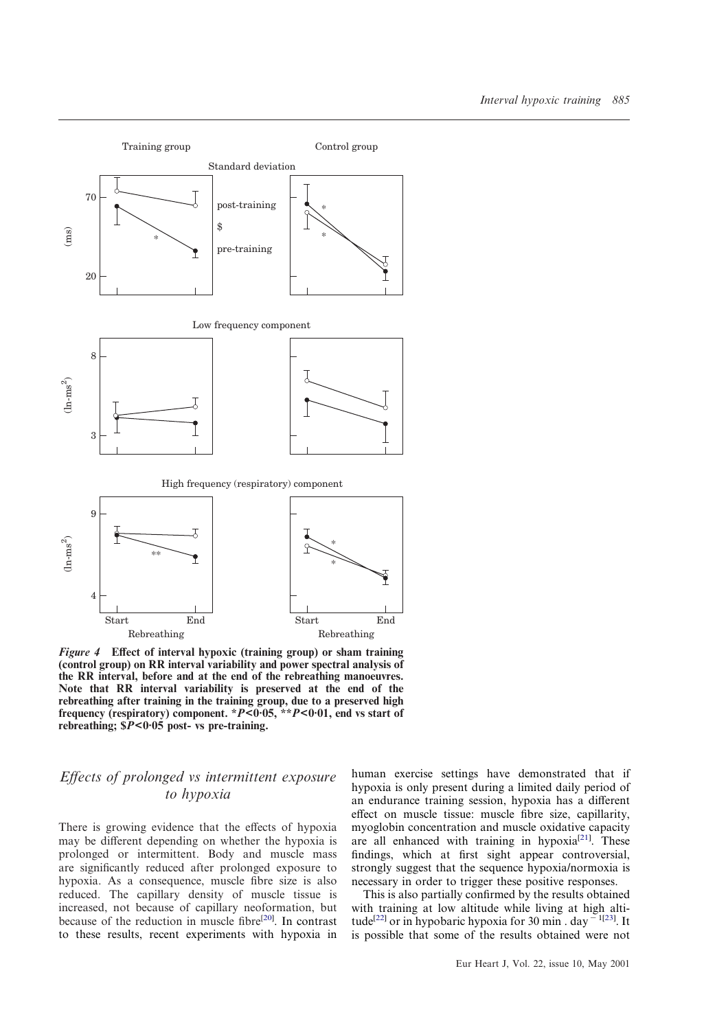*Figure 4* **Effect of interval hypoxic (training group) or sham training (control group) on RR interval variability and power spectral analysis of the RR interval, before and at the end of the rebreathing manoeuvres. Note that RR interval variability is preserved at the end of the rebreathing after training in the training group, due to a preserved high frequency (respiratory) component. \*$P<0·05$, \*\*$P<0·01$, end vs start of rebreathing; $P<0·05 post- vs pre-training.**

## *Effects of prolonged vs intermittent exposure to hypoxia*

There is growing evidence that the effects of hypoxia may be different depending on whether the hypoxia is prolonged or intermittent. Body and muscle mass are significantly reduced after prolonged exposure to hypoxia. As a consequence, muscle fibre size is also reduced. The capillary density of muscle tissue is increased, not because of capillary neoformation, but because of the reduction in muscle fibre[20]. In contrast to these results, recent experiments with hypoxia in human exercise settings have demonstrated that if hypoxia is only present during a limited daily period of an endurance training session, hypoxia has a different effect on muscle tissue: muscle fibre size, capillarity, myoglobin concentration and muscle oxidative capacity are all enhanced with training in hypoxia[21]. These findings, which at first sight appear controversial, strongly suggest that the sequence hypoxia/normoxia is necessary in order to trigger these positive responses.

This is also partially confirmed by the results obtained with training at low altitude while living at high altitude[22] or in hypobaric hypoxia for 30 min . day$^{-1}$[23]. It is possible that some of the results obtained were not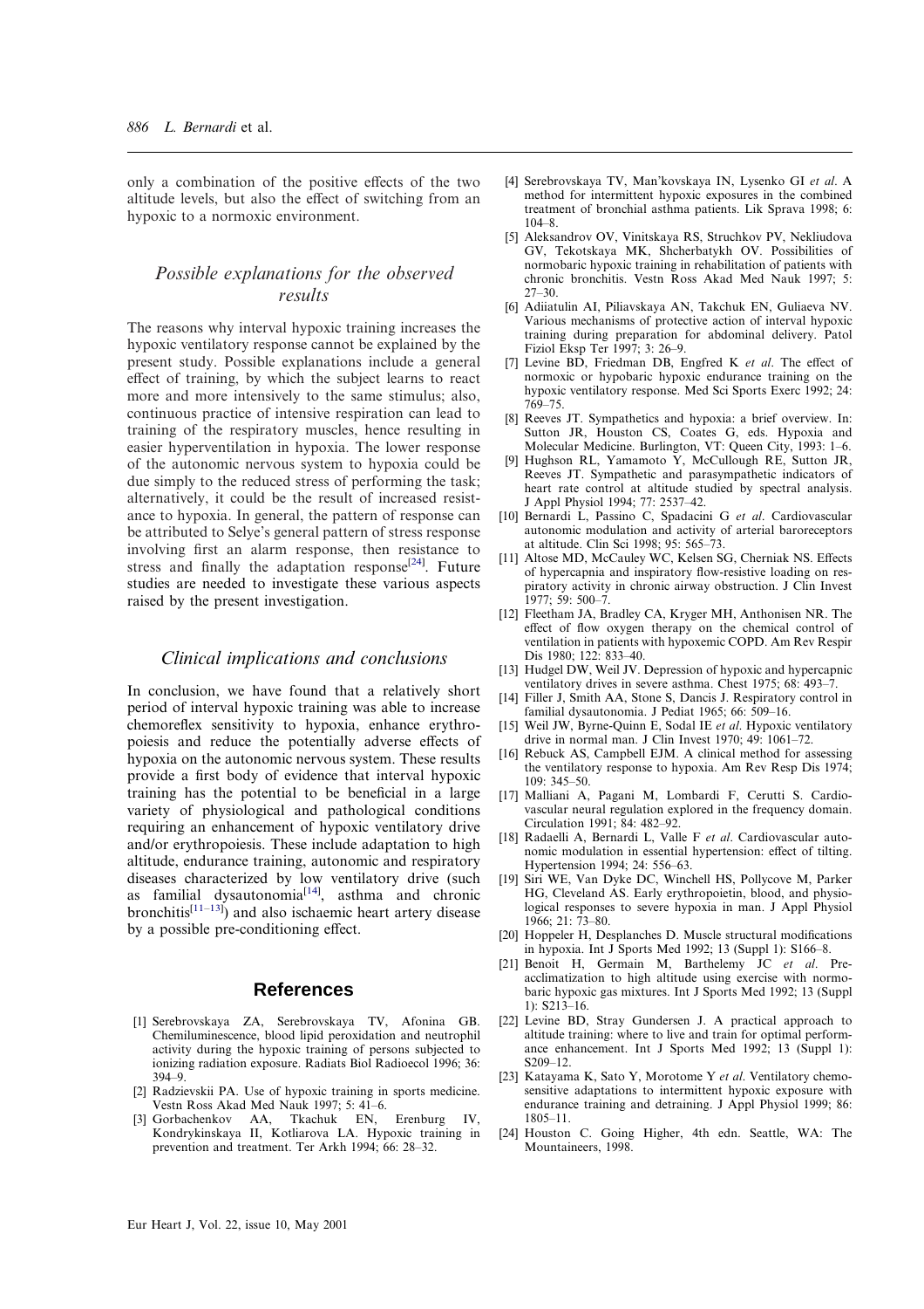only a combination of the positive effects of the two altitude levels, but also the effect of switching from an hypoxic to a normoxic environment.

## *Possible explanations for the observed results*

The reasons why interval hypoxic training increases the hypoxic ventilatory response cannot be explained by the present study. Possible explanations include a general effect of training, by which the subject learns to react more and more intensively to the same stimulus; also, continuous practice of intensive respiration can lead to training of the respiratory muscles, hence resulting in easier hyperventilation in hypoxia. The lower response of the autonomic nervous system to hypoxia could be due simply to the reduced stress of performing the task; alternatively, it could be the result of increased resistance to hypoxia. In general, the pattern of response can be attributed to Selye's general pattern of stress response involving first an alarm response, then resistance to stress and finally the adaptation response[24]. Future studies are needed to investigate these various aspects raised by the present investigation.

## *Clinical implications and conclusions*

In conclusion, we have found that a relatively short period of interval hypoxic training was able to increase chemoreflex sensitivity to hypoxia, enhance erythropoiesis and reduce the potentially adverse effects of hypoxia on the autonomic nervous system. These results provide a first body of evidence that interval hypoxic training has the potential to be beneficial in a large variety of physiological and pathological conditions requiring an enhancement of hypoxic ventilatory drive and/or erythropoiesis. These include adaptation to high altitude, endurance training, autonomic and respiratory diseases characterized by low ventilatory drive (such as familial dysautonomia[14], asthma and chronic bronchitis[11–13]) and also ischaemic heart artery disease by a possible pre-conditioning effect.

## References

[1] Serebrovskaya ZA, Serebrovskaya TV, Afonina GB. Chemiluminescence, blood lipid peroxidation and neutrophil activity during the hypoxic training of persons subjected to ionizing radiation exposure. Radiats Biol Radioecol 1996; 36: 394–9.

[2] Radzievskii PA. Use of hypoxic training in sports medicine. Vestn Ross Akad Med Nauk 1997; 5: 41–6.

[3] Gorbachenkov AA, Tkachuk EN, Erenburg IV, Kondrykinskaya II, Kotliarova LA. Hypoxic training in prevention and treatment. Ter Arkh 1994; 66: 28–32.

[4] Serebrovskaya TV, Man'kovskaya IN, Lysenko GI *et al*. A method for intermittent hypoxic exposures in the combined treatment of bronchial asthma patients. Lik Sprava 1998; 6: 104–8.

[5] Aleksandrov OV, Vinitskaya RS, Struchkov PV, Nekliudova GV, Tekotskaya MK, Shcherbatykh OV. Possibilities of normobaric hypoxic training in rehabilitation of patients with chronic bronchitis. Vestn Ross Akad Med Nauk 1997; 5: 27–30.

[6] Adiiatulin AI, Piliavskaya AN, Takchuk EN, Guliaeva NV. Various mechanisms of protective action of interval hypoxic training during preparation for abdominal delivery. Patol Fiziol Eksp Ter 1997; 3: 26–9.

[7] Levine BD, Friedman DB, Engfred K *et al*. The effect of normoxic or hypobaric hypoxic endurance training on the hypoxic ventilatory response. Med Sci Sports Exerc 1992; 24: 769–75.

[8] Reeves JT. Sympathetics and hypoxia: a brief overview. In: Sutton JR, Houston CS, Coates G, eds. Hypoxia and Molecular Medicine. Burlington, VT: Queen City, 1993: 1–6.

[9] Hughson RL, Yamamoto Y, McCullough RE, Sutton JR, Reeves JT. Sympathetic and parasympathetic indicators of heart rate control at altitude studied by spectral analysis. J Appl Physiol 1994; 77: 2537–42.

[10] Bernardi L, Passino C, Spadacini G *et al*. Cardiovascular autonomic modulation and activity of arterial baroreceptors at altitude. Clin Sci 1998; 95: 565–73.

[11] Altose MD, McCauley WC, Kelsen SG, Cherniak NS. Effects of hypercapnia and inspiratory flow-resistive loading on respiratory activity in chronic airway obstruction. J Clin Invest 1977; 59: 500–7.

[12] Fleetham JA, Bradley CA, Kryger MH, Anthonisen NR. The effect of flow oxygen therapy on the chemical control of ventilation in patients with hypoxemic COPD. Am Rev Respir Dis 1980; 122: 833–40.

[13] Hudgel DW, Weil JV. Depression of hypoxic and hypercapnic ventilatory drives in severe asthma. Chest 1975; 68: 493–7.

[14] Filler J, Smith AA, Stone S, Dancis J. Respiratory control in familial dysautonomia. J Pediat 1965; 66: 509–16.

[15] Weil JW, Byrne-Quinn E, Sodal IE *et al*. Hypoxic ventilatory drive in normal man. J Clin Invest 1970; 49: 1061–72.

[16] Rebuck AS, Campbell EJM. A clinical method for assessing the ventilatory response to hypoxia. Am Rev Resp Dis 1974; 109: 345–50.

[17] Malliani A, Pagani M, Lombardi F, Cerutti S. Cardiovascular neural regulation explored in the frequency domain. Circulation 1991; 84: 482–92.

[18] Radaelli A, Bernardi L, Valle F *et al*. Cardiovascular autonomic modulation in essential hypertension: effect of tilting. Hypertension 1994; 24: 556–63.

[19] Siri WE, Van Dyke DC, Winchell HS, Pollycove M, Parker HG, Cleveland AS. Early erythropoietin, blood, and physiological responses to severe hypoxia in man. J Appl Physiol 1966; 21: 73–80.

[20] Hoppeler H, Desplanches D. Muscle structural modifications in hypoxia. Int J Sports Med 1992; 13 (Suppl 1): S166–8.

[21] Benoit H, Germain M, Barthelemy JC *et al*. Preacclimatization to high altitude using exercise with normobaric hypoxic gas mixtures. Int J Sports Med 1992; 13 (Suppl 1): S213–16.

[22] Levine BD, Stray Gundersen J. A practical approach to altitude training: where to live and train for optimal performance enhancement. Int J Sports Med 1992; 13 (Suppl 1): S209–12.

[23] Katayama K, Sato Y, Morotome Y *et al*. Ventilatory chemosensitive adaptations to intermittent hypoxic exposure with endurance training and detraining. J Appl Physiol 1999; 86: 1805–11.

[24] Houston C. Going Higher, 4th edn. Seattle, WA: The Mountaineers, 1998.